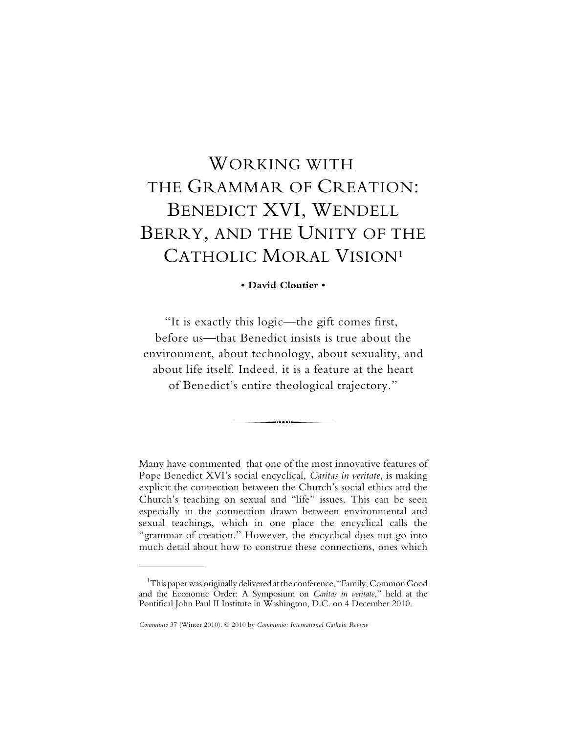# Working with the Grammar of Creation: Benedict XVI, Wendell Berry, and the Unity of the Catholic Moral Vision[1]

**• David Cloutier •**

"It is exactly this logic—the gift comes first, before us—that Benedict insists is true about the environment, about technology, about sexuality, and about life itself. Indeed, it is a feature at the heart of Benedict's entire theological trajectory."

Many have commented that one of the most innovative features of Pope Benedict XVI's social encyclical, *Caritas in veritate*, is making explicit the connection between the Church's social ethics and the Church's teaching on sexual and "life" issues. This can be seen especially in the connection drawn between environmental and sexual teachings, which in one place the encyclical calls the "grammar of creation." However, the encyclical does not go into much detail about how to construe these connections, ones which

---

[1]This paper was originally delivered at the conference, "Family, Common Good and the Economic Order: A Symposium on *Caritas in veritate*," held at the Pontifical John Paul II Institute in Washington, D.C. on 4 December 2010.

*Communio* 37 (Winter 2010). © 2010 by *Communio: International Catholic Review*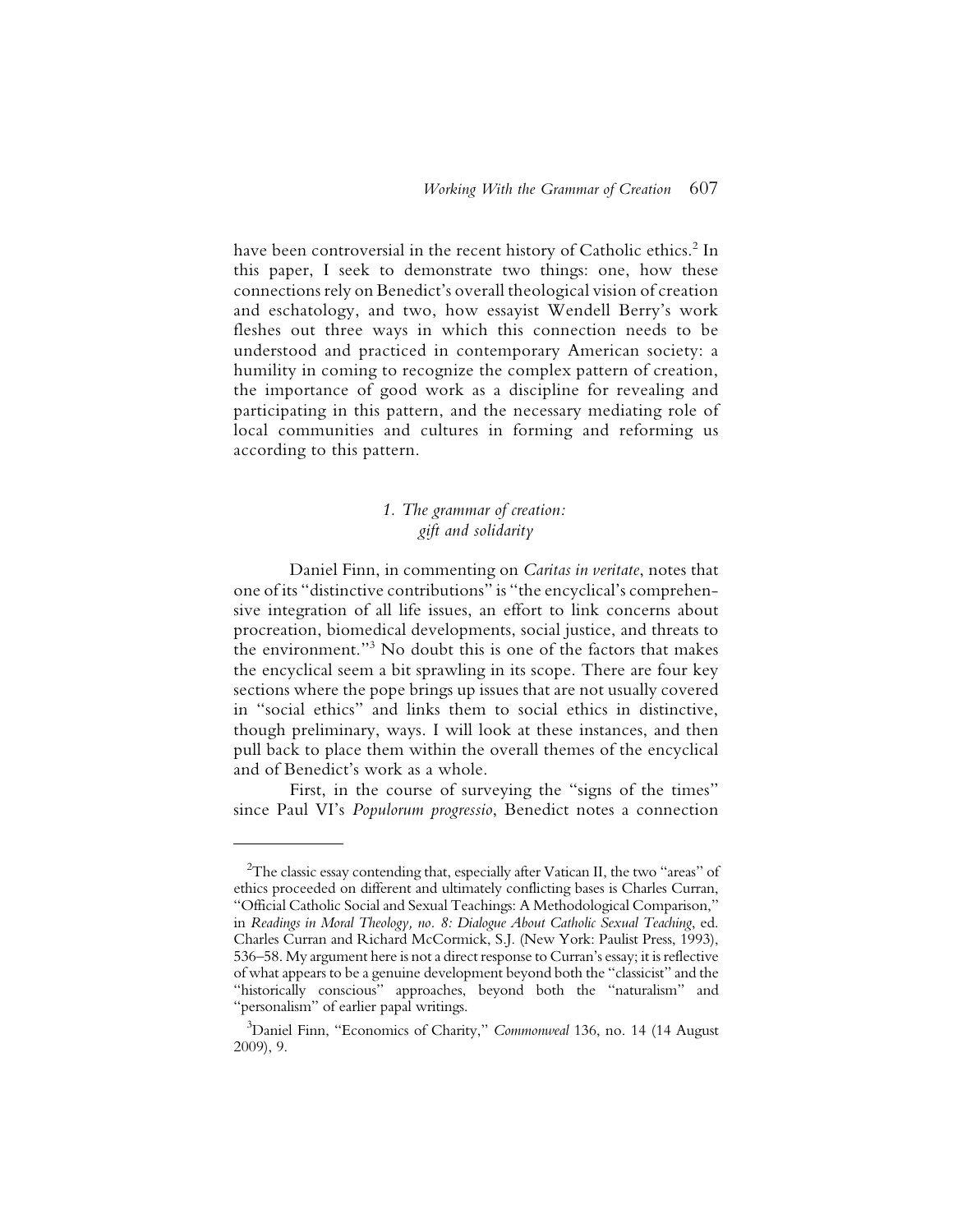have been controversial in the recent history of Catholic ethics.[2] In this paper, I seek to demonstrate two things: one, how these connections rely on Benedict's overall theological vision of creation and eschatology, and two, how essayist Wendell Berry's work fleshes out three ways in which this connection needs to be understood and practiced in contemporary American society: a humility in coming to recognize the complex pattern of creation, the importance of good work as a discipline for revealing and participating in this pattern, and the necessary mediating role of local communities and cultures in forming and reforming us according to this pattern.

## *1. The grammar of creation: gift and solidarity*

Daniel Finn, in commenting on *Caritas in veritate*, notes that one of its "distinctive contributions" is "the encyclical's comprehensive integration of all life issues, an effort to link concerns about procreation, biomedical developments, social justice, and threats to the environment."[3] No doubt this is one of the factors that makes the encyclical seem a bit sprawling in its scope. There are four key sections where the pope brings up issues that are not usually covered in "social ethics" and links them to social ethics in distinctive, though preliminary, ways. I will look at these instances, and then pull back to place them within the overall themes of the encyclical and of Benedict's work as a whole.

First, in the course of surveying the "signs of the times" since Paul VI's *Populorum progressio*, Benedict notes a connection

---

[2]The classic essay contending that, especially after Vatican II, the two "areas" of ethics proceeded on different and ultimately conflicting bases is Charles Curran, "Official Catholic Social and Sexual Teachings: A Methodological Comparison," in *Readings in Moral Theology, no. 8: Dialogue About Catholic Sexual Teaching*, ed. Charles Curran and Richard McCormick, S.J. (New York: Paulist Press, 1993), 536–58. My argument here is not a direct response to Curran's essay; it is reflective of what appears to be a genuine development beyond both the "classicist" and the "historically conscious" approaches, beyond both the "naturalism" and "personalism" of earlier papal writings.

[3]Daniel Finn, "Economics of Charity," *Commonweal* 136, no. 14 (14 August 2009), 9.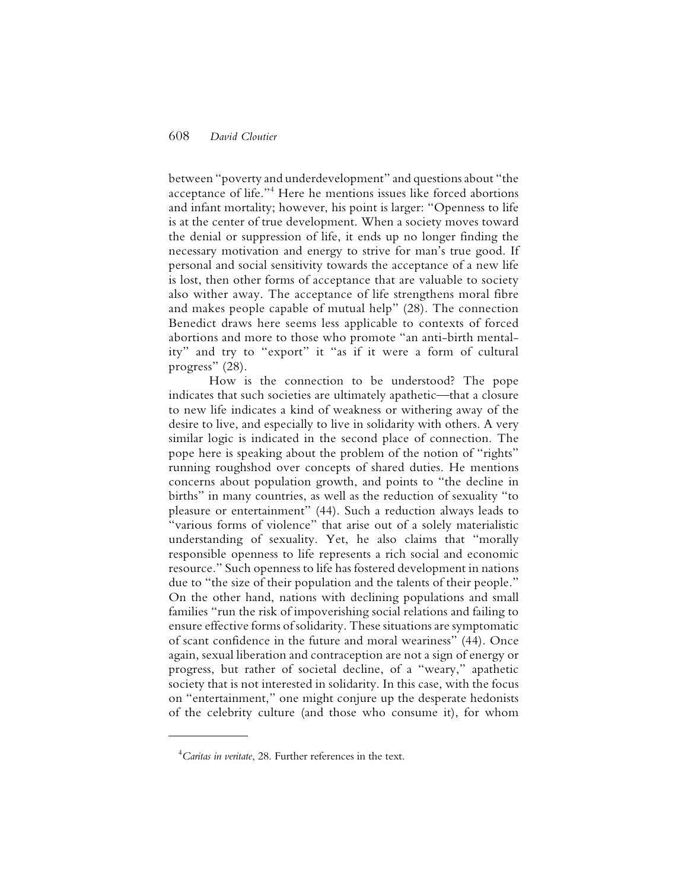between "poverty and underdevelopment" and questions about "the acceptance of life."[4] Here he mentions issues like forced abortions and infant mortality; however, his point is larger: "Openness to life is at the center of true development. When a society moves toward the denial or suppression of life, it ends up no longer finding the necessary motivation and energy to strive for man's true good. If personal and social sensitivity towards the acceptance of a new life is lost, then other forms of acceptance that are valuable to society also wither away. The acceptance of life strengthens moral fibre and makes people capable of mutual help" (28). The connection Benedict draws here seems less applicable to contexts of forced abortions and more to those who promote "an anti-birth mentality" and try to "export" it "as if it were a form of cultural progress" (28).

How is the connection to be understood? The pope indicates that such societies are ultimately apathetic—that a closure to new life indicates a kind of weakness or withering away of the desire to live, and especially to live in solidarity with others. A very similar logic is indicated in the second place of connection. The pope here is speaking about the problem of the notion of "rights" running roughshod over concepts of shared duties. He mentions concerns about population growth, and points to "the decline in births" in many countries, as well as the reduction of sexuality "to pleasure or entertainment" (44). Such a reduction always leads to "various forms of violence" that arise out of a solely materialistic understanding of sexuality. Yet, he also claims that "morally responsible openness to life represents a rich social and economic resource." Such openness to life has fostered development in nations due to "the size of their population and the talents of their people." On the other hand, nations with declining populations and small families "run the risk of impoverishing social relations and failing to ensure effective forms of solidarity. These situations are symptomatic of scant confidence in the future and moral weariness" (44). Once again, sexual liberation and contraception are not a sign of energy or progress, but rather of societal decline, of a "weary," apathetic society that is not interested in solidarity. In this case, with the focus on "entertainment," one might conjure up the desperate hedonists of the celebrity culture (and those who consume it), for whom

[4] *Caritas in veritate*, 28. Further references in the text.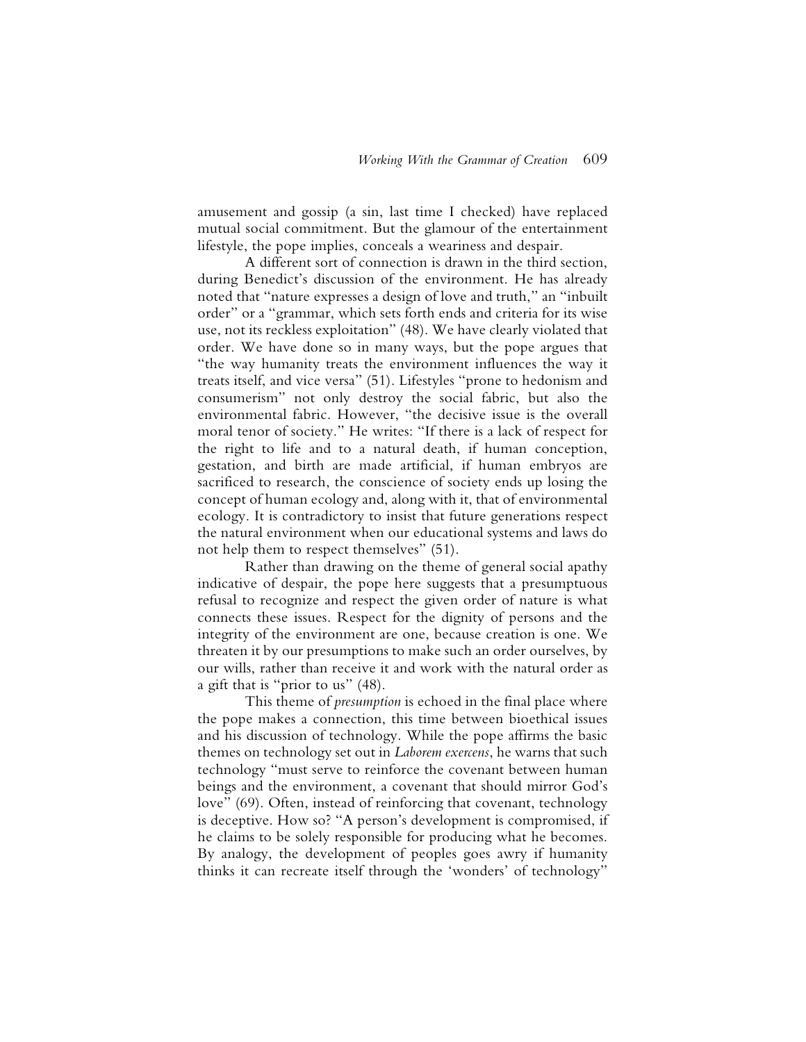amusement and gossip (a sin, last time I checked) have replaced mutual social commitment. But the glamour of the entertainment lifestyle, the pope implies, conceals a weariness and despair.

A different sort of connection is drawn in the third section, during Benedict's discussion of the environment. He has already noted that "nature expresses a design of love and truth," an "inbuilt order" or a "grammar, which sets forth ends and criteria for its wise use, not its reckless exploitation" (48). We have clearly violated that order. We have done so in many ways, but the pope argues that "the way humanity treats the environment influences the way it treats itself, and vice versa" (51). Lifestyles "prone to hedonism and consumerism" not only destroy the social fabric, but also the environmental fabric. However, "the decisive issue is the overall moral tenor of society." He writes: "If there is a lack of respect for the right to life and to a natural death, if human conception, gestation, and birth are made artificial, if human embryos are sacrificed to research, the conscience of society ends up losing the concept of human ecology and, along with it, that of environmental ecology. It is contradictory to insist that future generations respect the natural environment when our educational systems and laws do not help them to respect themselves" (51).

Rather than drawing on the theme of general social apathy indicative of despair, the pope here suggests that a presumptuous refusal to recognize and respect the given order of nature is what connects these issues. Respect for the dignity of persons and the integrity of the environment are one, because creation is one. We threaten it by our presumptions to make such an order ourselves, by our wills, rather than receive it and work with the natural order as a gift that is "prior to us" (48).

This theme of *presumption* is echoed in the final place where the pope makes a connection, this time between bioethical issues and his discussion of technology. While the pope affirms the basic themes on technology set out in *Laborem exercens*, he warns that such technology "must serve to reinforce the covenant between human beings and the environment, a covenant that should mirror God's love" (69). Often, instead of reinforcing that covenant, technology is deceptive. How so? "A person's development is compromised, if he claims to be solely responsible for producing what he becomes. By analogy, the development of peoples goes awry if humanity thinks it can recreate itself through the 'wonders' of technology"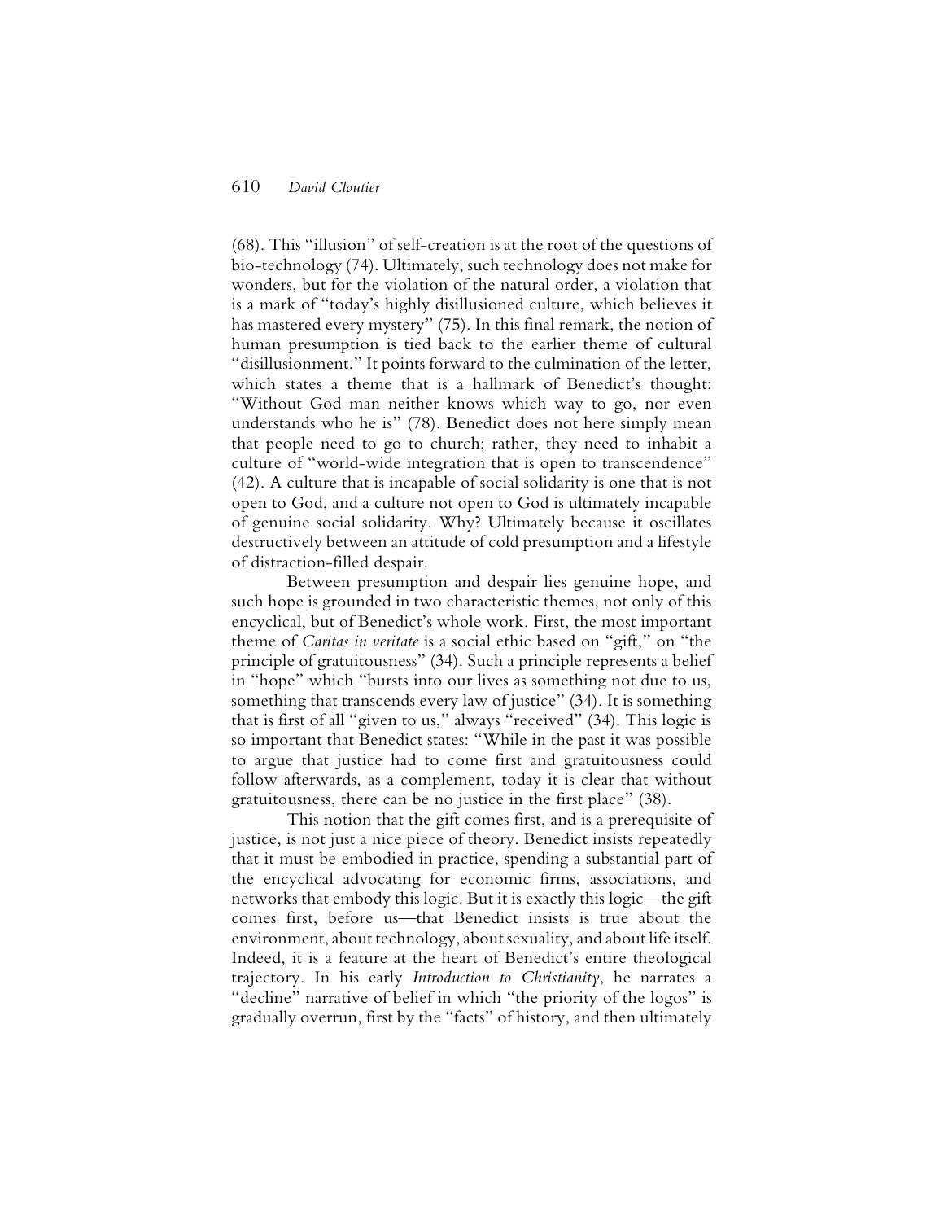(68). This "illusion" of self-creation is at the root of the questions of bio-technology (74). Ultimately, such technology does not make for wonders, but for the violation of the natural order, a violation that is a mark of "today's highly disillusioned culture, which believes it has mastered every mystery" (75). In this final remark, the notion of human presumption is tied back to the earlier theme of cultural "disillusionment." It points forward to the culmination of the letter, which states a theme that is a hallmark of Benedict's thought: "Without God man neither knows which way to go, nor even understands who he is" (78). Benedict does not here simply mean that people need to go to church; rather, they need to inhabit a culture of "world-wide integration that is open to transcendence" (42). A culture that is incapable of social solidarity is one that is not open to God, and a culture not open to God is ultimately incapable of genuine social solidarity. Why? Ultimately because it oscillates destructively between an attitude of cold presumption and a lifestyle of distraction-filled despair.

Between presumption and despair lies genuine hope, and such hope is grounded in two characteristic themes, not only of this encyclical, but of Benedict's whole work. First, the most important theme of *Caritas in veritate* is a social ethic based on "gift," on "the principle of gratuitousness" (34). Such a principle represents a belief in "hope" which "bursts into our lives as something not due to us, something that transcends every law of justice" (34). It is something that is first of all "given to us," always "received" (34). This logic is so important that Benedict states: "While in the past it was possible to argue that justice had to come first and gratuitousness could follow afterwards, as a complement, today it is clear that without gratuitousness, there can be no justice in the first place" (38).

This notion that the gift comes first, and is a prerequisite of justice, is not just a nice piece of theory. Benedict insists repeatedly that it must be embodied in practice, spending a substantial part of the encyclical advocating for economic firms, associations, and networks that embody this logic. But it is exactly this logic—the gift comes first, before us—that Benedict insists is true about the environment, about technology, about sexuality, and about life itself. Indeed, it is a feature at the heart of Benedict's entire theological trajectory. In his early *Introduction to Christianity*, he narrates a "decline" narrative of belief in which "the priority of the logos" is gradually overrun, first by the "facts" of history, and then ultimately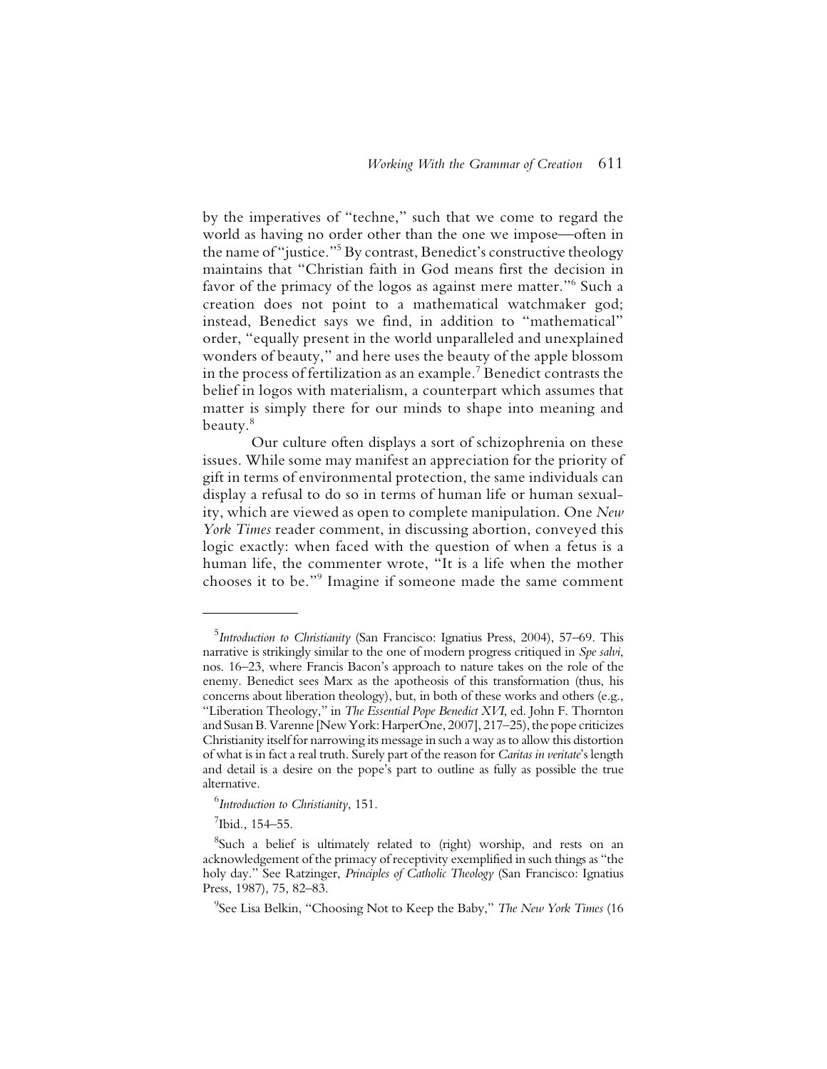by the imperatives of "techne," such that we come to regard the world as having no order other than the one we impose—often in the name of "justice."[5] By contrast, Benedict's constructive theology maintains that "Christian faith in God means first the decision in favor of the primacy of the logos as against mere matter."[6] Such a creation does not point to a mathematical watchmaker god; instead, Benedict says we find, in addition to "mathematical" order, "equally present in the world unparalleled and unexplained wonders of beauty," and here uses the beauty of the apple blossom in the process of fertilization as an example.[7] Benedict contrasts the belief in logos with materialism, a counterpart which assumes that matter is simply there for our minds to shape into meaning and beauty.[8]

Our culture often displays a sort of schizophrenia on these issues. While some may manifest an appreciation for the priority of gift in terms of environmental protection, the same individuals can display a refusal to do so in terms of human life or human sexuality, which are viewed as open to complete manipulation. One *New York Times* reader comment, in discussing abortion, conveyed this logic exactly: when faced with the question of when a fetus is a human life, the commenter wrote, "It is a life when the mother chooses it to be."[9] Imagine if someone made the same comment

---

[5] *Introduction to Christianity* (San Francisco: Ignatius Press, 2004), 57–69. This narrative is strikingly similar to the one of modern progress critiqued in *Spe salvi*, nos. 16–23, where Francis Bacon's approach to nature takes on the role of the enemy. Benedict sees Marx as the apotheosis of this transformation (thus, his concerns about liberation theology), but, in both of these works and others (e.g., "Liberation Theology," in *The Essential Pope Benedict XVI*, ed. John F. Thornton and Susan B. Varenne [New York: HarperOne, 2007], 217–25), the pope criticizes Christianity itself for narrowing its message in such a way as to allow this distortion of what is in fact a real truth. Surely part of the reason for *Caritas in veritate*'s length and detail is a desire on the pope's part to outline as fully as possible the true alternative.

[6] *Introduction to Christianity*, 151.

[7] Ibid., 154–55.

[8] Such a belief is ultimately related to (right) worship, and rests on an acknowledgement of the primacy of receptivity exemplified in such things as "the holy day." See Ratzinger, *Principles of Catholic Theology* (San Francisco: Ignatius Press, 1987), 75, 82–83.

[9] See Lisa Belkin, "Choosing Not to Keep the Baby," *The New York Times* (16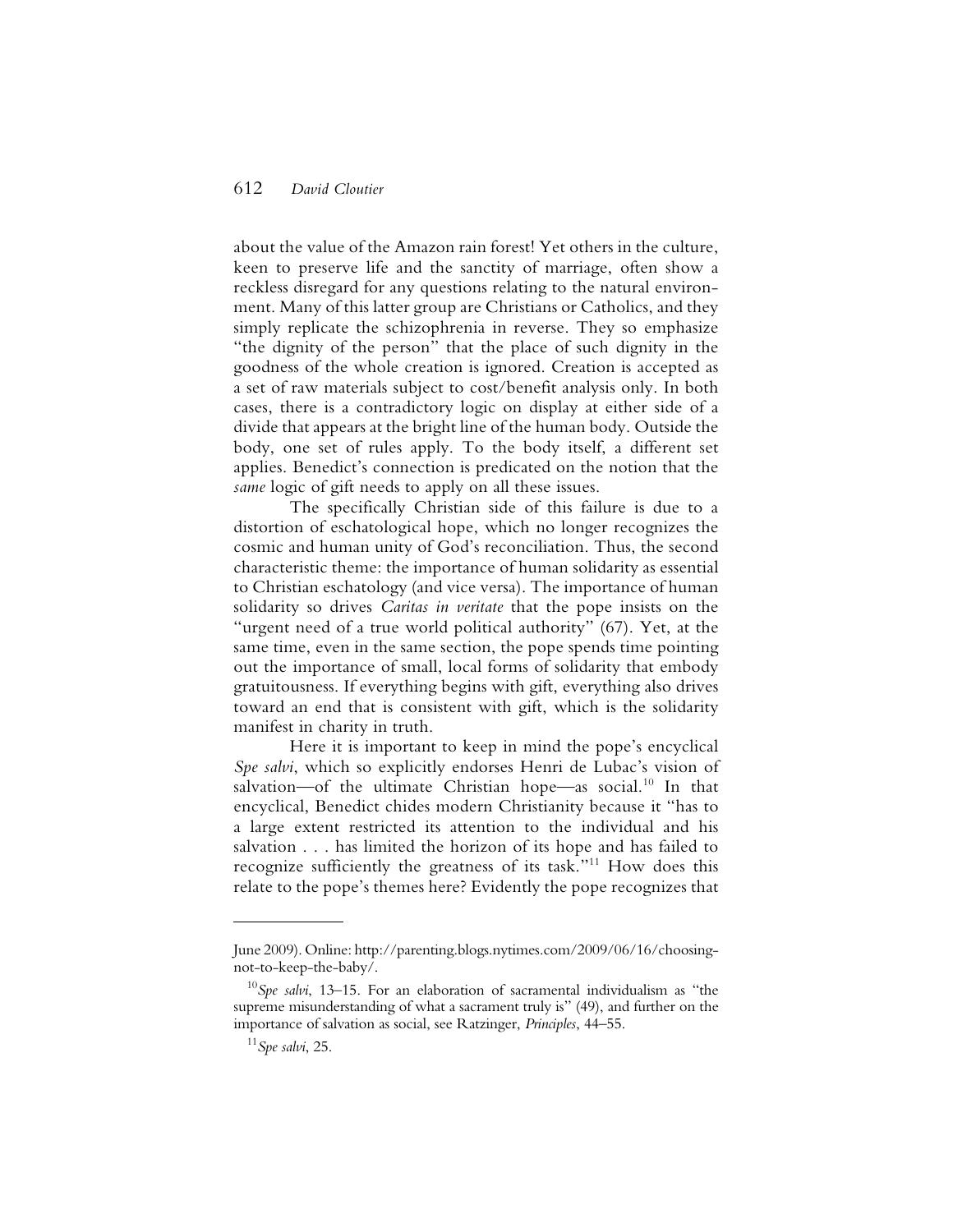about the value of the Amazon rain forest! Yet others in the culture, keen to preserve life and the sanctity of marriage, often show a reckless disregard for any questions relating to the natural environment. Many of this latter group are Christians or Catholics, and they simply replicate the schizophrenia in reverse. They so emphasize "the dignity of the person" that the place of such dignity in the goodness of the whole creation is ignored. Creation is accepted as a set of raw materials subject to cost/benefit analysis only. In both cases, there is a contradictory logic on display at either side of a divide that appears at the bright line of the human body. Outside the body, one set of rules apply. To the body itself, a different set applies. Benedict's connection is predicated on the notion that the *same* logic of gift needs to apply on all these issues.

The specifically Christian side of this failure is due to a distortion of eschatological hope, which no longer recognizes the cosmic and human unity of God's reconciliation. Thus, the second characteristic theme: the importance of human solidarity as essential to Christian eschatology (and vice versa). The importance of human solidarity so drives *Caritas in veritate* that the pope insists on the "urgent need of a true world political authority" (67). Yet, at the same time, even in the same section, the pope spends time pointing out the importance of small, local forms of solidarity that embody gratuitousness. If everything begins with gift, everything also drives toward an end that is consistent with gift, which is the solidarity manifest in charity in truth.

Here it is important to keep in mind the pope's encyclical *Spe salvi*, which so explicitly endorses Henri de Lubac's vision of salvation—of the ultimate Christian hope—as social.[10] In that encyclical, Benedict chides modern Christianity because it "has to a large extent restricted its attention to the individual and his salvation . . . has limited the horizon of its hope and has failed to recognize sufficiently the greatness of its task."[11] How does this relate to the pope's themes here? Evidently the pope recognizes that

---

June 2009). Online: http://parenting.blogs.nytimes.com/2009/06/16/choosing-not-to-keep-the-baby/.

[10] *Spe salvi*, 13–15. For an elaboration of sacramental individualism as "the supreme misunderstanding of what a sacrament truly is" (49), and further on the importance of salvation as social, see Ratzinger, *Principles*, 44–55.

[11] *Spe salvi*, 25.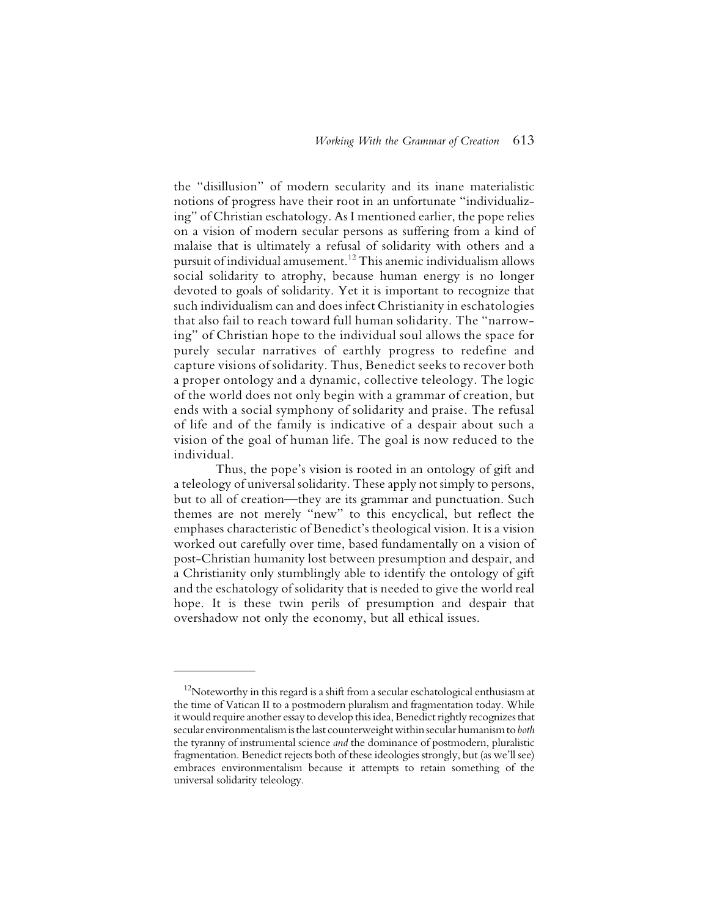the "disillusion" of modern secularity and its inane materialistic notions of progress have their root in an unfortunate "individualizing" of Christian eschatology. As I mentioned earlier, the pope relies on a vision of modern secular persons as suffering from a kind of malaise that is ultimately a refusal of solidarity with others and a pursuit of individual amusement.[12] This anemic individualism allows social solidarity to atrophy, because human energy is no longer devoted to goals of solidarity. Yet it is important to recognize that such individualism can and does infect Christianity in eschatologies that also fail to reach toward full human solidarity. The "narrowing" of Christian hope to the individual soul allows the space for purely secular narratives of earthly progress to redefine and capture visions of solidarity. Thus, Benedict seeks to recover both a proper ontology and a dynamic, collective teleology. The logic of the world does not only begin with a grammar of creation, but ends with a social symphony of solidarity and praise. The refusal of life and of the family is indicative of a despair about such a vision of the goal of human life. The goal is now reduced to the individual.

Thus, the pope's vision is rooted in an ontology of gift and a teleology of universal solidarity. These apply not simply to persons, but to all of creation—they are its grammar and punctuation. Such themes are not merely "new" to this encyclical, but reflect the emphases characteristic of Benedict's theological vision. It is a vision worked out carefully over time, based fundamentally on a vision of post-Christian humanity lost between presumption and despair, and a Christianity only stumblingly able to identify the ontology of gift and the eschatology of solidarity that is needed to give the world real hope. It is these twin perils of presumption and despair that overshadow not only the economy, but all ethical issues.

---

[12] Noteworthy in this regard is a shift from a secular eschatological enthusiasm at the time of Vatican II to a postmodern pluralism and fragmentation today. While it would require another essay to develop this idea, Benedict rightly recognizes that secular environmentalism is the last counterweight within secular humanism to *both* the tyranny of instrumental science *and* the dominance of postmodern, pluralistic fragmentation. Benedict rejects both of these ideologies strongly, but (as we'll see) embraces environmentalism because it attempts to retain something of the universal solidarity teleology.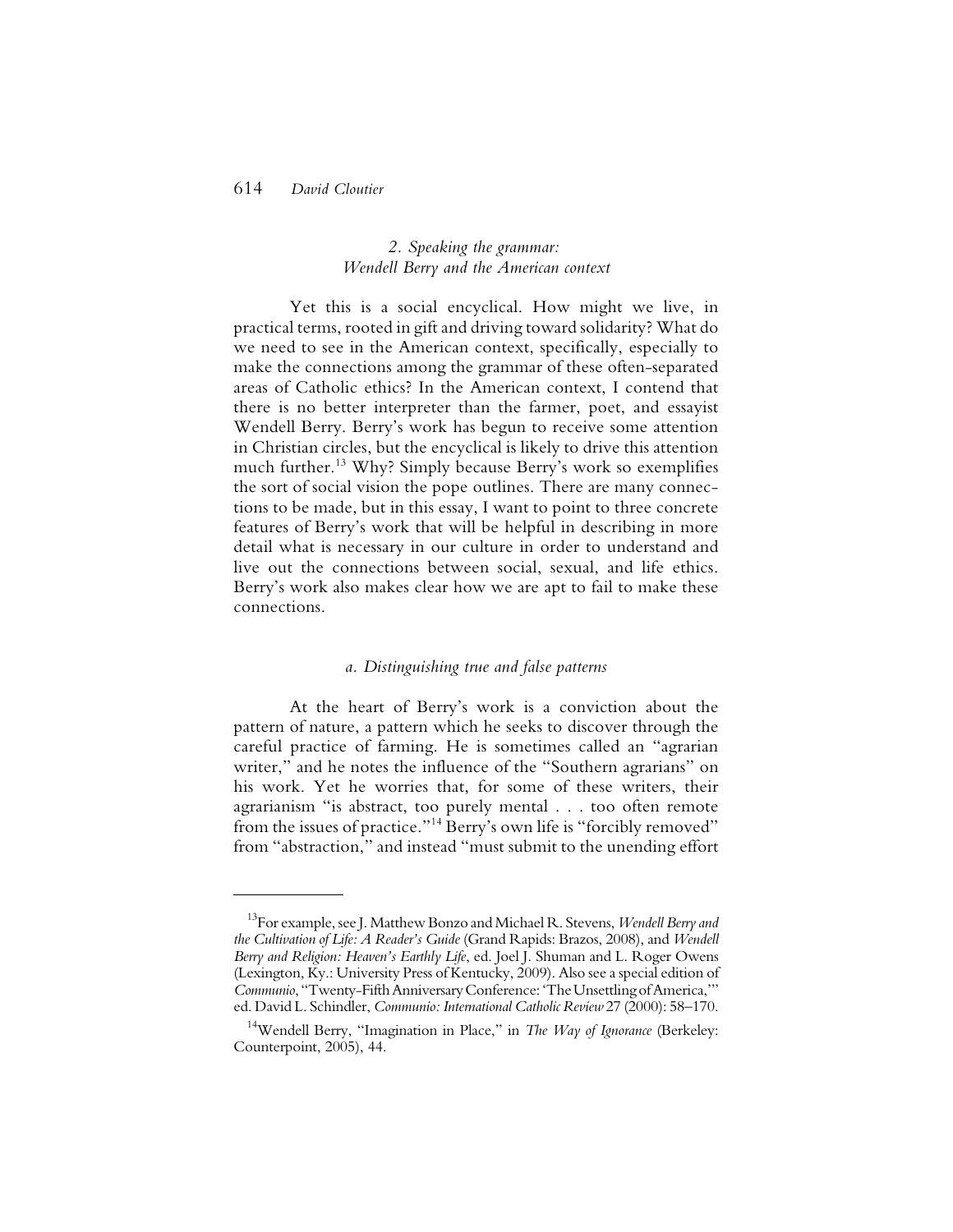### *2. Speaking the grammar: Wendell Berry and the American context*

Yet this is a social encyclical. How might we live, in practical terms, rooted in gift and driving toward solidarity? What do we need to see in the American context, specifically, especially to make the connections among the grammar of these often-separated areas of Catholic ethics? In the American context, I contend that there is no better interpreter than the farmer, poet, and essayist Wendell Berry. Berry's work has begun to receive some attention in Christian circles, but the encyclical is likely to drive this attention much further.[13] Why? Simply because Berry's work so exemplifies the sort of social vision the pope outlines. There are many connections to be made, but in this essay, I want to point to three concrete features of Berry's work that will be helpful in describing in more detail what is necessary in our culture in order to understand and live out the connections between social, sexual, and life ethics. Berry's work also makes clear how we are apt to fail to make these connections.

#### *a. Distinguishing true and false patterns*

At the heart of Berry's work is a conviction about the pattern of nature, a pattern which he seeks to discover through the careful practice of farming. He is sometimes called an "agrarian writer," and he notes the influence of the "Southern agrarians" on his work. Yet he worries that, for some of these writers, their agrarianism "is abstract, too purely mental . . . too often remote from the issues of practice."[14] Berry's own life is "forcibly removed" from "abstraction," and instead "must submit to the unending effort

---

[13]For example, see J. Matthew Bonzo and Michael R. Stevens, *Wendell Berry and the Cultivation of Life: A Reader's Guide* (Grand Rapids: Brazos, 2008), and *Wendell Berry and Religion: Heaven's Earthly Life*, ed. Joel J. Shuman and L. Roger Owens (Lexington, Ky.: University Press of Kentucky, 2009). Also see a special edition of *Communio*, "Twenty-Fifth Anniversary Conference: 'The Unsettling of America,'" ed. David L. Schindler, *Communio: International Catholic Review* 27 (2000): 58–170.

[14]Wendell Berry, "Imagination in Place," in *The Way of Ignorance* (Berkeley: Counterpoint, 2005), 44.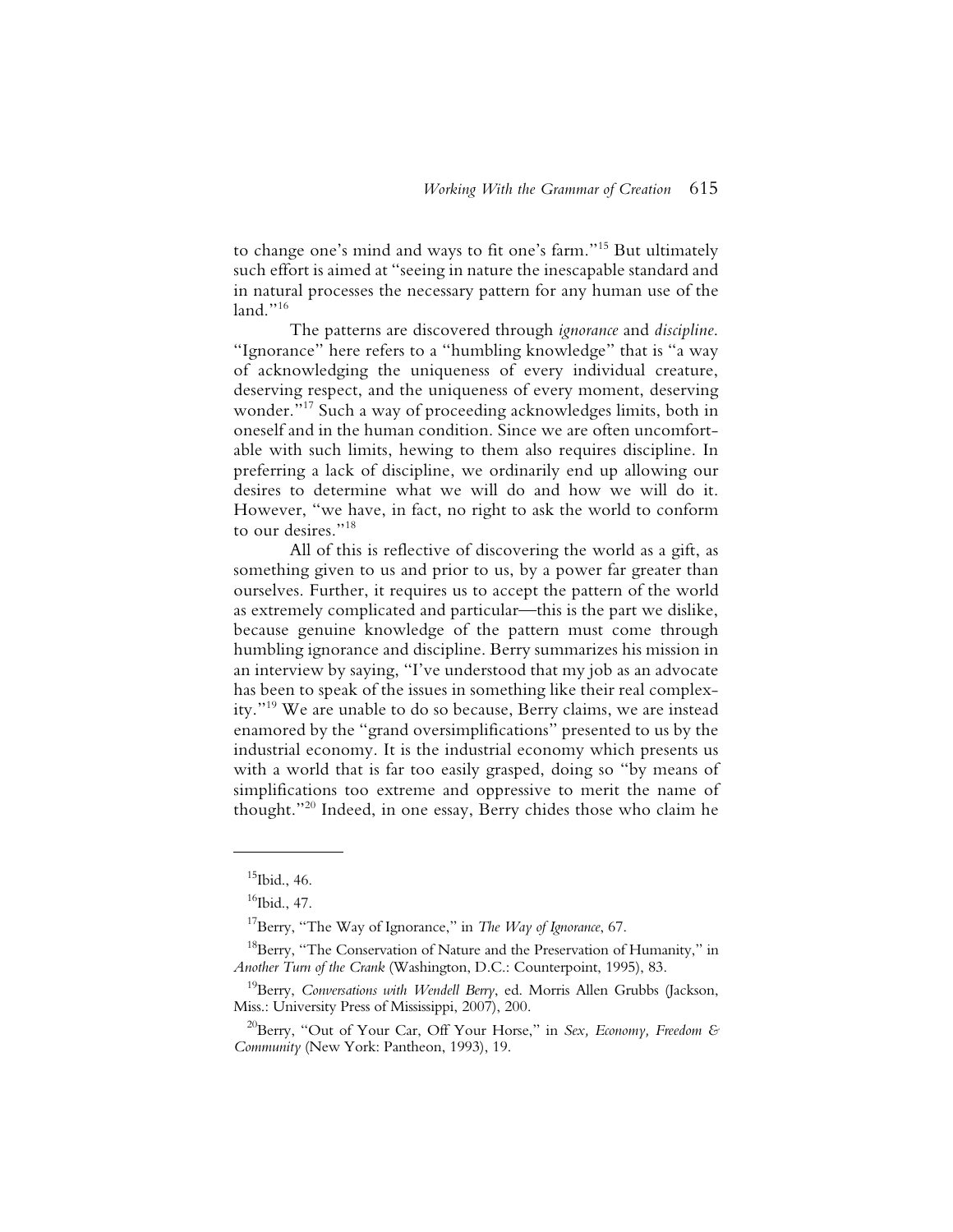to change one's mind and ways to fit one's farm."[15] But ultimately such effort is aimed at "seeing in nature the inescapable standard and in natural processes the necessary pattern for any human use of the land."[16]

The patterns are discovered through *ignorance* and *discipline*. "Ignorance" here refers to a "humbling knowledge" that is "a way of acknowledging the uniqueness of every individual creature, deserving respect, and the uniqueness of every moment, deserving wonder."[17] Such a way of proceeding acknowledges limits, both in oneself and in the human condition. Since we are often uncomfortable with such limits, hewing to them also requires discipline. In preferring a lack of discipline, we ordinarily end up allowing our desires to determine what we will do and how we will do it. However, "we have, in fact, no right to ask the world to conform to our desires."[18]

All of this is reflective of discovering the world as a gift, as something given to us and prior to us, by a power far greater than ourselves. Further, it requires us to accept the pattern of the world as extremely complicated and particular—this is the part we dislike, because genuine knowledge of the pattern must come through humbling ignorance and discipline. Berry summarizes his mission in an interview by saying, "I've understood that my job as an advocate has been to speak of the issues in something like their real complexity."[19] We are unable to do so because, Berry claims, we are instead enamored by the "grand oversimplifications" presented to us by the industrial economy. It is the industrial economy which presents us with a world that is far too easily grasped, doing so "by means of simplifications too extreme and oppressive to merit the name of thought."[20] Indeed, in one essay, Berry chides those who claim he

---

[15] Ibid., 46.

[16] Ibid., 47.

[17] Berry, "The Way of Ignorance," in *The Way of Ignorance*, 67.

[18] Berry, "The Conservation of Nature and the Preservation of Humanity," in *Another Turn of the Crank* (Washington, D.C.: Counterpoint, 1995), 83.

[19] Berry, *Conversations with Wendell Berry*, ed. Morris Allen Grubbs (Jackson, Miss.: University Press of Mississippi, 2007), 200.

[20] Berry, "Out of Your Car, Off Your Horse," in *Sex, Economy, Freedom & Community* (New York: Pantheon, 1993), 19.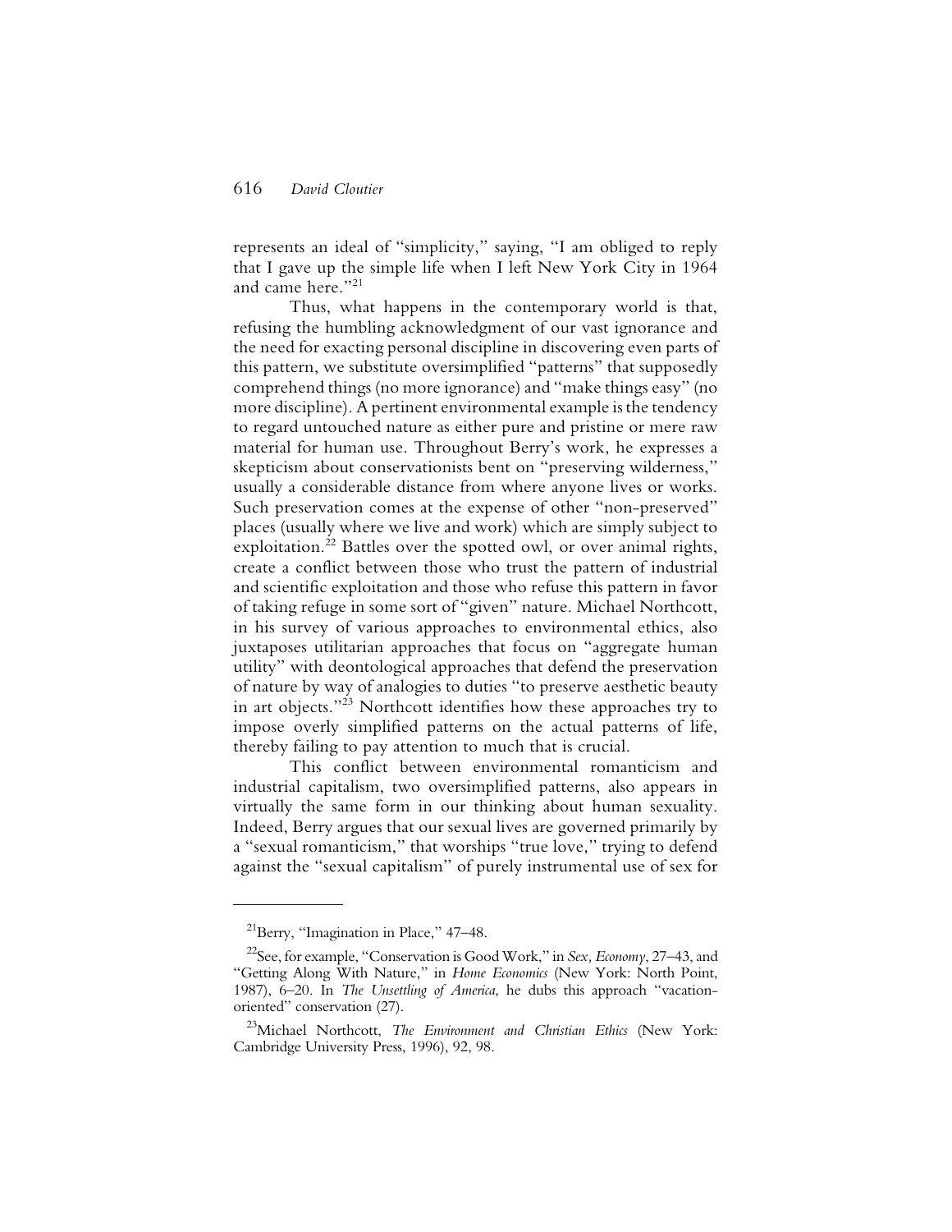represents an ideal of "simplicity," saying, "I am obliged to reply that I gave up the simple life when I left New York City in 1964 and came here."[21]

Thus, what happens in the contemporary world is that, refusing the humbling acknowledgment of our vast ignorance and the need for exacting personal discipline in discovering even parts of this pattern, we substitute oversimplified "patterns" that supposedly comprehend things (no more ignorance) and "make things easy" (no more discipline). A pertinent environmental example is the tendency to regard untouched nature as either pure and pristine or mere raw material for human use. Throughout Berry's work, he expresses a skepticism about conservationists bent on "preserving wilderness," usually a considerable distance from where anyone lives or works. Such preservation comes at the expense of other "non-preserved" places (usually where we live and work) which are simply subject to exploitation.[22] Battles over the spotted owl, or over animal rights, create a conflict between those who trust the pattern of industrial and scientific exploitation and those who refuse this pattern in favor of taking refuge in some sort of "given" nature. Michael Northcott, in his survey of various approaches to environmental ethics, also juxtaposes utilitarian approaches that focus on "aggregate human utility" with deontological approaches that defend the preservation of nature by way of analogies to duties "to preserve aesthetic beauty in art objects."[23] Northcott identifies how these approaches try to impose overly simplified patterns on the actual patterns of life, thereby failing to pay attention to much that is crucial.

This conflict between environmental romanticism and industrial capitalism, two oversimplified patterns, also appears in virtually the same form in our thinking about human sexuality. Indeed, Berry argues that our sexual lives are governed primarily by a "sexual romanticism," that worships "true love," trying to defend against the "sexual capitalism" of purely instrumental use of sex for

---

[21]Berry, "Imagination in Place," 47–48.

[22]See, for example, "Conservation is Good Work," in *Sex, Economy*, 27–43, and "Getting Along With Nature," in *Home Economics* (New York: North Point, 1987), 6–20. In *The Unsettling of America*, he dubs this approach "vacation-oriented" conservation (27).

[23]Michael Northcott, *The Environment and Christian Ethics* (New York: Cambridge University Press, 1996), 92, 98.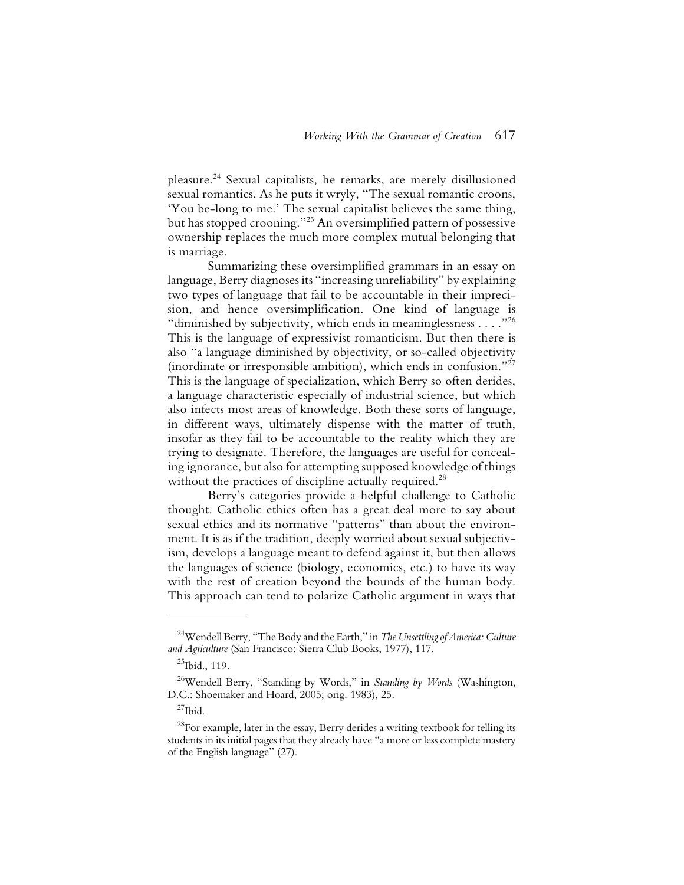pleasure.[24] Sexual capitalists, he remarks, are merely disillusioned sexual romantics. As he puts it wryly, "The sexual romantic croons, 'You be-long to me.' The sexual capitalist believes the same thing, but has stopped crooning."[25] An oversimplified pattern of possessive ownership replaces the much more complex mutual belonging that is marriage.

Summarizing these oversimplified grammars in an essay on language, Berry diagnoses its "increasing unreliability" by explaining two types of language that fail to be accountable in their imprecision, and hence oversimplification. One kind of language is "diminished by subjectivity, which ends in meaninglessness . . . ."[26] This is the language of expressivist romanticism. But then there is also "a language diminished by objectivity, or so-called objectivity (inordinate or irresponsible ambition), which ends in confusion."[27] This is the language of specialization, which Berry so often derides, a language characteristic especially of industrial science, but which also infects most areas of knowledge. Both these sorts of language, in different ways, ultimately dispense with the matter of truth, insofar as they fail to be accountable to the reality which they are trying to designate. Therefore, the languages are useful for concealing ignorance, but also for attempting supposed knowledge of things without the practices of discipline actually required.[28]

Berry's categories provide a helpful challenge to Catholic thought. Catholic ethics often has a great deal more to say about sexual ethics and its normative "patterns" than about the environment. It is as if the tradition, deeply worried about sexual subjectivism, develops a language meant to defend against it, but then allows the languages of science (biology, economics, etc.) to have its way with the rest of creation beyond the bounds of the human body. This approach can tend to polarize Catholic argument in ways that

---

[24] Wendell Berry, "The Body and the Earth," in *The Unsettling of America: Culture and Agriculture* (San Francisco: Sierra Club Books, 1977), 117.

[25] Ibid., 119.

[26] Wendell Berry, "Standing by Words," in *Standing by Words* (Washington, D.C.: Shoemaker and Hoard, 2005; orig. 1983), 25.

[27] Ibid.

[28] For example, later in the essay, Berry derides a writing textbook for telling its students in its initial pages that they already have "a more or less complete mastery of the English language" (27).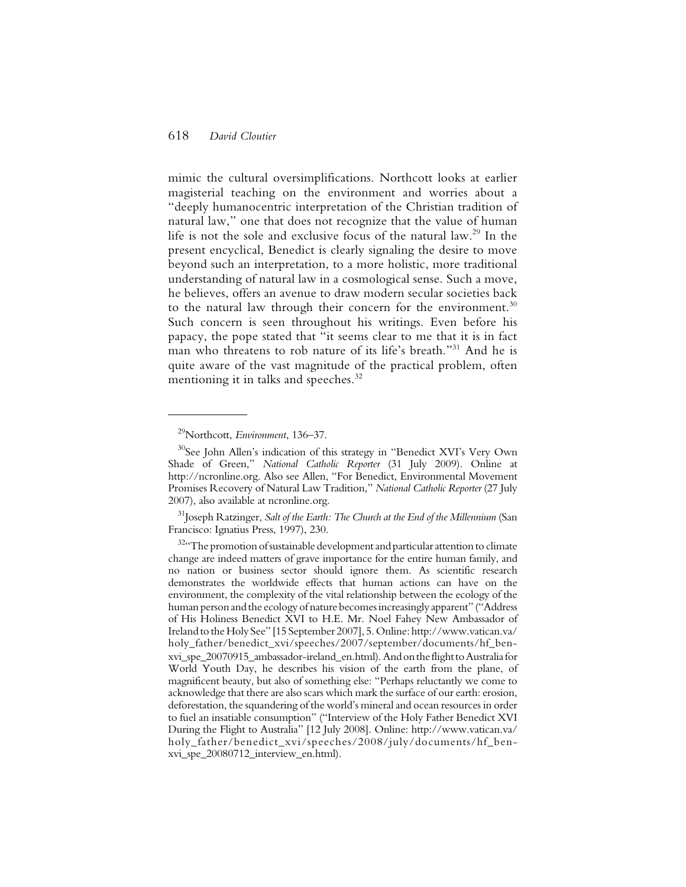mimic the cultural oversimplifications. Northcott looks at earlier magisterial teaching on the environment and worries about a "deeply humanocentric interpretation of the Christian tradition of natural law," one that does not recognize that the value of human life is not the sole and exclusive focus of the natural law.[29] In the present encyclical, Benedict is clearly signaling the desire to move beyond such an interpretation, to a more holistic, more traditional understanding of natural law in a cosmological sense. Such a move, he believes, offers an avenue to draw modern secular societies back to the natural law through their concern for the environment.[30] Such concern is seen throughout his writings. Even before his papacy, the pope stated that "it seems clear to me that it is in fact man who threatens to rob nature of its life's breath."[31] And he is quite aware of the vast magnitude of the practical problem, often mentioning it in talks and speeches.[32]

---

[29]Northcott, *Environment*, 136–37.

[30]See John Allen's indication of this strategy in "Benedict XVI's Very Own Shade of Green," *National Catholic Reporter* (31 July 2009). Online at http://ncronline.org. Also see Allen, "For Benedict, Environmental Movement Promises Recovery of Natural Law Tradition," *National Catholic Reporter* (27 July 2007), also available at ncronline.org.

[31]Joseph Ratzinger, *Salt of the Earth: The Church at the End of the Millennium* (San Francisco: Ignatius Press, 1997), 230.

[32]"The promotion of sustainable development and particular attention to climate change are indeed matters of grave importance for the entire human family, and no nation or business sector should ignore them. As scientific research demonstrates the worldwide effects that human actions can have on the environment, the complexity of the vital relationship between the ecology of the human person and the ecology of nature becomes increasingly apparent" ("Address of His Holiness Benedict XVI to H.E. Mr. Noel Fahey New Ambassador of Ireland to the Holy See" [15 September 2007], 5. Online: http://www.vatican.va/holy_father/benedict_xvi/speeches/2007/september/documents/hf_ben-xvi_spe_20070915_ambassador-ireland_en.html). And on the flight to Australia for World Youth Day, he describes his vision of the earth from the plane, of magnificent beauty, but also of something else: "Perhaps reluctantly we come to acknowledge that there are also scars which mark the surface of our earth: erosion, deforestation, the squandering of the world's mineral and ocean resources in order to fuel an insatiable consumption" ("Interview of the Holy Father Benedict XVI During the Flight to Australia" [12 July 2008]. Online: http://www.vatican.va/holy_father/benedict_xvi/speeches/2008/july/documents/hf_ben-xvi_spe_20080712_interview_en.html).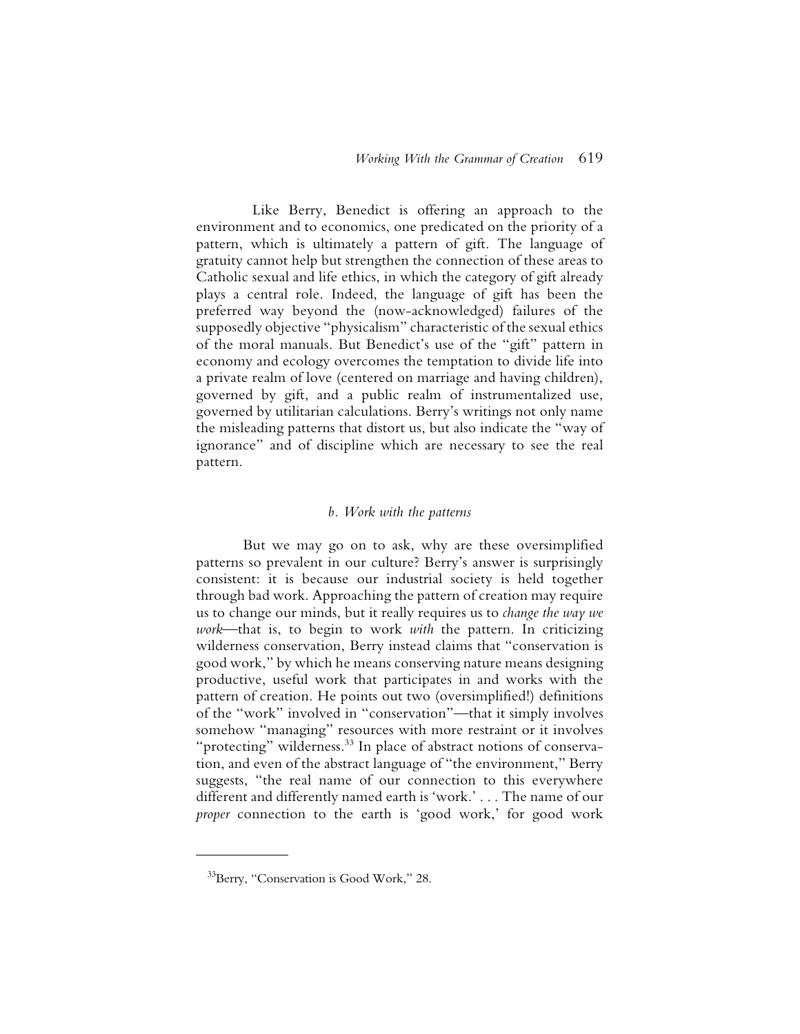Like Berry, Benedict is offering an approach to the environment and to economics, one predicated on the priority of a pattern, which is ultimately a pattern of gift. The language of gratuity cannot help but strengthen the connection of these areas to Catholic sexual and life ethics, in which the category of gift already plays a central role. Indeed, the language of gift has been the preferred way beyond the (now-acknowledged) failures of the supposedly objective "physicalism" characteristic of the sexual ethics of the moral manuals. But Benedict's use of the "gift" pattern in economy and ecology overcomes the temptation to divide life into a private realm of love (centered on marriage and having children), governed by gift, and a public realm of instrumentalized use, governed by utilitarian calculations. Berry's writings not only name the misleading patterns that distort us, but also indicate the "way of ignorance" and of discipline which are necessary to see the real pattern.

### *b. Work with the patterns*

But we may go on to ask, why are these oversimplified patterns so prevalent in our culture? Berry's answer is surprisingly consistent: it is because our industrial society is held together through bad work. Approaching the pattern of creation may require us to change our minds, but it really requires us to *change the way we work*—that is, to begin to work *with* the pattern. In criticizing wilderness conservation, Berry instead claims that "conservation is good work," by which he means conserving nature means designing productive, useful work that participates in and works with the pattern of creation. He points out two (oversimplified!) definitions of the "work" involved in "conservation"—that it simply involves somehow "managing" resources with more restraint or it involves "protecting" wilderness.[33] In place of abstract notions of conservation, and even of the abstract language of "the environment," Berry suggests, "the real name of our connection to this everywhere different and differently named earth is 'work.' . . . The name of our *proper* connection to the earth is 'good work,' for good work

[33] Berry, "Conservation is Good Work," 28.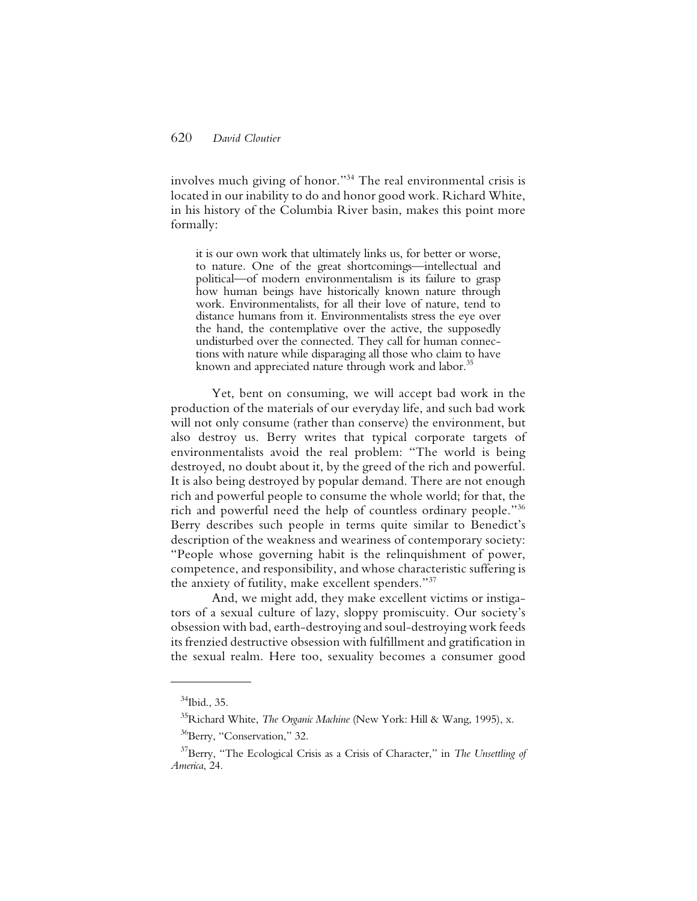involves much giving of honor."[34] The real environmental crisis is located in our inability to do and honor good work. Richard White, in his history of the Columbia River basin, makes this point more formally:

> it is our own work that ultimately links us, for better or worse, to nature. One of the great shortcomings—intellectual and political—of modern environmentalism is its failure to grasp how human beings have historically known nature through work. Environmentalists, for all their love of nature, tend to distance humans from it. Environmentalists stress the eye over the hand, the contemplative over the active, the supposedly undisturbed over the connected. They call for human connections with nature while disparaging all those who claim to have known and appreciated nature through work and labor.[35]

Yet, bent on consuming, we will accept bad work in the production of the materials of our everyday life, and such bad work will not only consume (rather than conserve) the environment, but also destroy us. Berry writes that typical corporate targets of environmentalists avoid the real problem: "The world is being destroyed, no doubt about it, by the greed of the rich and powerful. It is also being destroyed by popular demand. There are not enough rich and powerful people to consume the whole world; for that, the rich and powerful need the help of countless ordinary people."[36] Berry describes such people in terms quite similar to Benedict's description of the weakness and weariness of contemporary society: "People whose governing habit is the relinquishment of power, competence, and responsibility, and whose characteristic suffering is the anxiety of futility, make excellent spenders."[37]

And, we might add, they make excellent victims or instigators of a sexual culture of lazy, sloppy promiscuity. Our society's obsession with bad, earth-destroying and soul-destroying work feeds its frenzied destructive obsession with fulfillment and gratification in the sexual realm. Here too, sexuality becomes a consumer good

---

[34] Ibid., 35.

[35] Richard White, *The Organic Machine* (New York: Hill & Wang, 1995), x.

[36] Berry, "Conservation," 32.

[37] Berry, "The Ecological Crisis as a Crisis of Character," in *The Unsettling of America*, 24.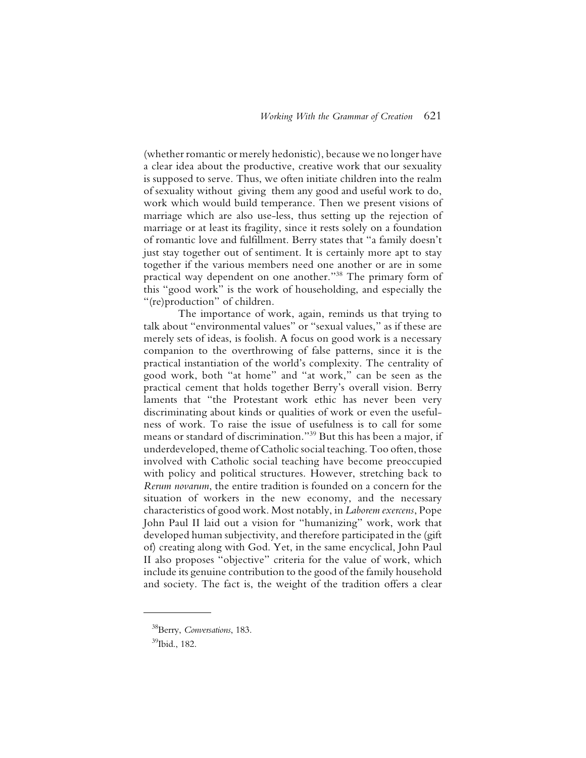(whether romantic or merely hedonistic), because we no longer have a clear idea about the productive, creative work that our sexuality is supposed to serve. Thus, we often initiate children into the realm of sexuality without giving them any good and useful work to do, work which would build temperance. Then we present visions of marriage which are also use-less, thus setting up the rejection of marriage or at least its fragility, since it rests solely on a foundation of romantic love and fulfillment. Berry states that "a family doesn't just stay together out of sentiment. It is certainly more apt to stay together if the various members need one another or are in some practical way dependent on one another."[38] The primary form of this "good work" is the work of householding, and especially the "(re)production" of children.

The importance of work, again, reminds us that trying to talk about "environmental values" or "sexual values," as if these are merely sets of ideas, is foolish. A focus on good work is a necessary companion to the overthrowing of false patterns, since it is the practical instantiation of the world's complexity. The centrality of good work, both "at home" and "at work," can be seen as the practical cement that holds together Berry's overall vision. Berry laments that "the Protestant work ethic has never been very discriminating about kinds or qualities of work or even the usefulness of work. To raise the issue of usefulness is to call for some means or standard of discrimination."[39] But this has been a major, if underdeveloped, theme of Catholic social teaching. Too often, those involved with Catholic social teaching have become preoccupied with policy and political structures. However, stretching back to *Rerum novarum*, the entire tradition is founded on a concern for the situation of workers in the new economy, and the necessary characteristics of good work. Most notably, in *Laborem exercens*, Pope John Paul II laid out a vision for "humanizing" work, work that developed human subjectivity, and therefore participated in the (gift of) creating along with God. Yet, in the same encyclical, John Paul II also proposes "objective" criteria for the value of work, which include its genuine contribution to the good of the family household and society. The fact is, the weight of the tradition offers a clear

---

[38] Berry, *Conversations*, 183.

[39] Ibid., 182.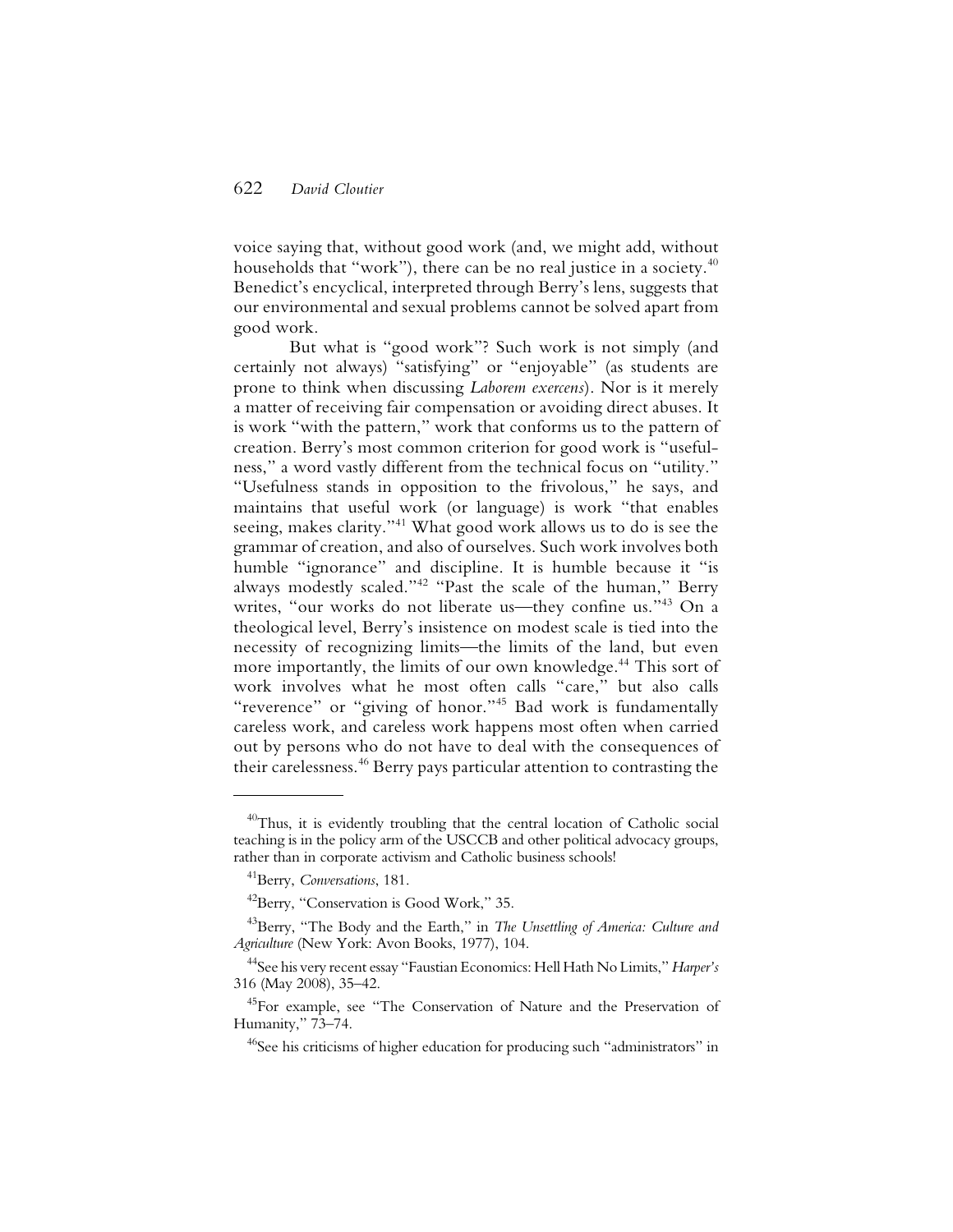voice saying that, without good work (and, we might add, without households that "work"), there can be no real justice in a society.[40] Benedict's encyclical, interpreted through Berry's lens, suggests that our environmental and sexual problems cannot be solved apart from good work.

But what is "good work"? Such work is not simply (and certainly not always) "satisfying" or "enjoyable" (as students are prone to think when discussing *Laborem exercens*). Nor is it merely a matter of receiving fair compensation or avoiding direct abuses. It is work "with the pattern," work that conforms us to the pattern of creation. Berry's most common criterion for good work is "usefulness," a word vastly different from the technical focus on "utility." "Usefulness stands in opposition to the frivolous," he says, and maintains that useful work (or language) is work "that enables seeing, makes clarity."[41] What good work allows us to do is see the grammar of creation, and also of ourselves. Such work involves both humble "ignorance" and discipline. It is humble because it "is always modestly scaled."[42] "Past the scale of the human," Berry writes, "our works do not liberate us—they confine us."[43] On a theological level, Berry's insistence on modest scale is tied into the necessity of recognizing limits—the limits of the land, but even more importantly, the limits of our own knowledge.[44] This sort of work involves what he most often calls "care," but also calls "reverence" or "giving of honor."[45] Bad work is fundamentally careless work, and careless work happens most often when carried out by persons who do not have to deal with the consequences of their carelessness.[46] Berry pays particular attention to contrasting the

---

[40]Thus, it is evidently troubling that the central location of Catholic social teaching is in the policy arm of the USCCB and other political advocacy groups, rather than in corporate activism and Catholic business schools!

[41]Berry, *Conversations*, 181.

[42]Berry, "Conservation is Good Work," 35.

[43]Berry, "The Body and the Earth," in *The Unsettling of America: Culture and Agriculture* (New York: Avon Books, 1977), 104.

[44]See his very recent essay "Faustian Economics: Hell Hath No Limits," *Harper's* 316 (May 2008), 35–42.

[45]For example, see "The Conservation of Nature and the Preservation of Humanity," 73–74.

[46]See his criticisms of higher education for producing such "administrators" in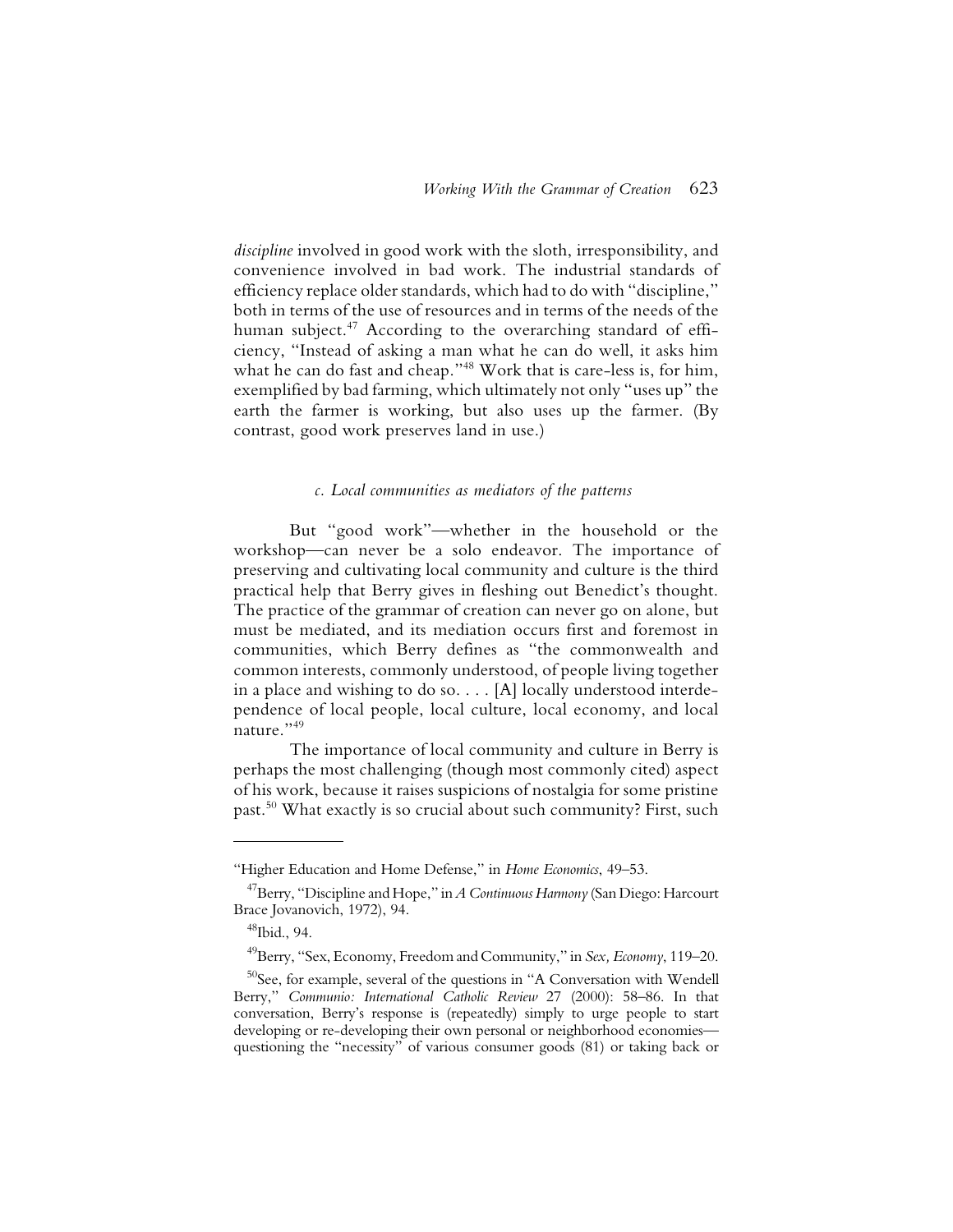*discipline* involved in good work with the sloth, irresponsibility, and convenience involved in bad work. The industrial standards of efficiency replace older standards, which had to do with "discipline," both in terms of the use of resources and in terms of the needs of the human subject.[47] According to the overarching standard of efficiency, "Instead of asking a man what he can do well, it asks him what he can do fast and cheap."[48] Work that is care-less is, for him, exemplified by bad farming, which ultimately not only "uses up" the earth the farmer is working, but also uses up the farmer. (By contrast, good work preserves land in use.)

### *c. Local communities as mediators of the patterns*

But "good work"—whether in the household or the workshop—can never be a solo endeavor. The importance of preserving and cultivating local community and culture is the third practical help that Berry gives in fleshing out Benedict's thought. The practice of the grammar of creation can never go on alone, but must be mediated, and its mediation occurs first and foremost in communities, which Berry defines as "the commonwealth and common interests, commonly understood, of people living together in a place and wishing to do so. . . . [A] locally understood interdependence of local people, local culture, local economy, and local nature."[49]

The importance of local community and culture in Berry is perhaps the most challenging (though most commonly cited) aspect of his work, because it raises suspicions of nostalgia for some pristine past.[50] What exactly is so crucial about such community? First, such

---

"Higher Education and Home Defense," in *Home Economics*, 49–53.

[47] Berry, "Discipline and Hope," in *A Continuous Harmony* (San Diego: Harcourt Brace Jovanovich, 1972), 94.

[48] Ibid., 94.

[49] Berry, "Sex, Economy, Freedom and Community," in *Sex, Economy*, 119–20.

[50] See, for example, several of the questions in "A Conversation with Wendell Berry," *Communio: International Catholic Review* 27 (2000): 58–86. In that conversation, Berry's response is (repeatedly) simply to urge people to start developing or re-developing their own personal or neighborhood economies—questioning the "necessity" of various consumer goods (81) or taking back or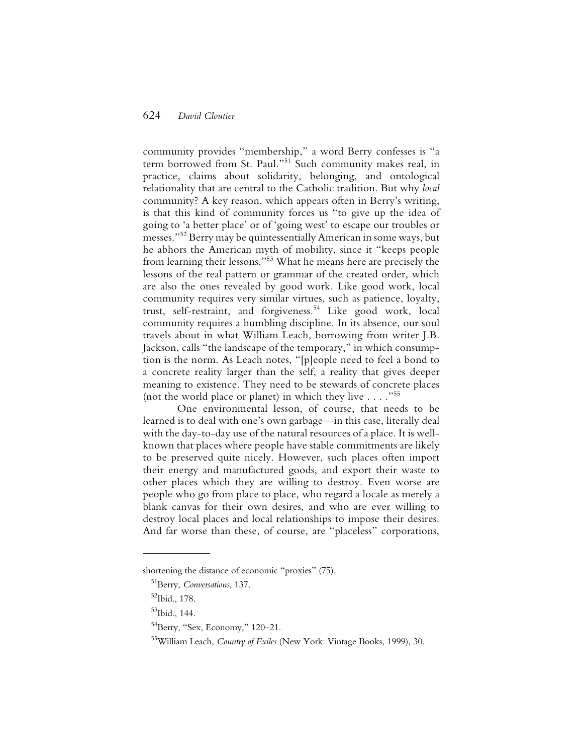community provides "membership," a word Berry confesses is "a term borrowed from St. Paul."[51] Such community makes real, in practice, claims about solidarity, belonging, and ontological relationality that are central to the Catholic tradition. But why *local* community? A key reason, which appears often in Berry's writing, is that this kind of community forces us "to give up the idea of going to 'a better place' or of 'going west' to escape our troubles or messes."[52] Berry may be quintessentially American in some ways, but he abhors the American myth of mobility, since it "keeps people from learning their lessons."[53] What he means here are precisely the lessons of the real pattern or grammar of the created order, which are also the ones revealed by good work. Like good work, local community requires very similar virtues, such as patience, loyalty, trust, self-restraint, and forgiveness.[54] Like good work, local community requires a humbling discipline. In its absence, our soul travels about in what William Leach, borrowing from writer J.B. Jackson, calls "the landscape of the temporary," in which consumption is the norm. As Leach notes, "[p]eople need to feel a bond to a concrete reality larger than the self, a reality that gives deeper meaning to existence. They need to be stewards of concrete places (not the world place or planet) in which they live . . . ."[55]

One environmental lesson, of course, that needs to be learned is to deal with one's own garbage—in this case, literally deal with the day-to-day use of the natural resources of a place. It is well-known that places where people have stable commitments are likely to be preserved quite nicely. However, such places often import their energy and manufactured goods, and export their waste to other places which they are willing to destroy. Even worse are people who go from place to place, who regard a locale as merely a blank canvas for their own desires, and who are ever willing to destroy local places and local relationships to impose their desires. And far worse than these, of course, are "placeless" corporations,

---

shortening the distance of economic "proxies" (75).

[51] Berry, *Conversations*, 137.

[52] Ibid., 178.

[53] Ibid., 144.

[54] Berry, "Sex, Economy," 120–21.

[55] William Leach, *Country of Exiles* (New York: Vintage Books, 1999), 30.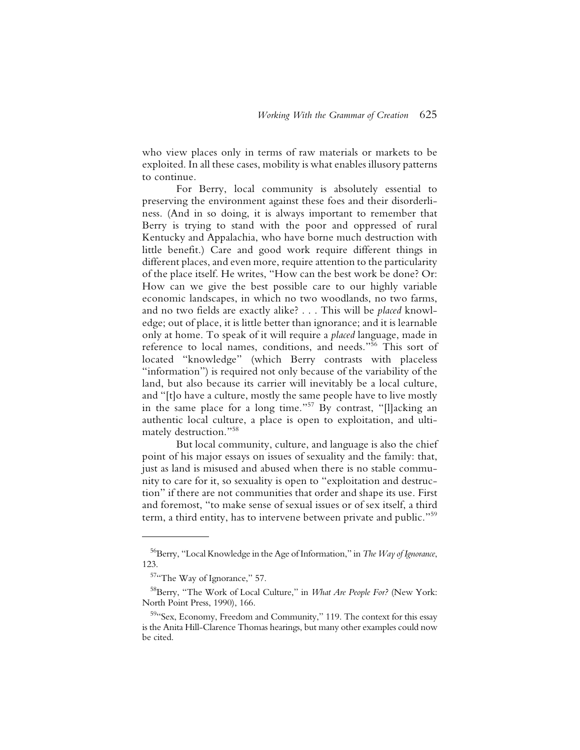who view places only in terms of raw materials or markets to be exploited. In all these cases, mobility is what enables illusory patterns to continue.

For Berry, local community is absolutely essential to preserving the environment against these foes and their disorderliness. (And in so doing, it is always important to remember that Berry is trying to stand with the poor and oppressed of rural Kentucky and Appalachia, who have borne much destruction with little benefit.) Care and good work require different things in different places, and even more, require attention to the particularity of the place itself. He writes, "How can the best work be done? Or: How can we give the best possible care to our highly variable economic landscapes, in which no two woodlands, no two farms, and no two fields are exactly alike? . . . This will be *placed* knowledge; out of place, it is little better than ignorance; and it is learnable only at home. To speak of it will require a *placed* language, made in reference to local names, conditions, and needs."[56] This sort of located "knowledge" (which Berry contrasts with placeless "information") is required not only because of the variability of the land, but also because its carrier will inevitably be a local culture, and "[t]o have a culture, mostly the same people have to live mostly in the same place for a long time."[57] By contrast, "[l]acking an authentic local culture, a place is open to exploitation, and ultimately destruction."[58]

But local community, culture, and language is also the chief point of his major essays on issues of sexuality and the family: that, just as land is misused and abused when there is no stable community to care for it, so sexuality is open to "exploitation and destruction" if there are not communities that order and shape its use. First and foremost, "to make sense of sexual issues or of sex itself, a third term, a third entity, has to intervene between private and public."[59]

---

[56]Berry, "Local Knowledge in the Age of Information," in *The Way of Ignorance*, 123.

[57]"The Way of Ignorance," 57.

[58]Berry, "The Work of Local Culture," in *What Are People For?* (New York: North Point Press, 1990), 166.

[59]"Sex, Economy, Freedom and Community," 119. The context for this essay is the Anita Hill-Clarence Thomas hearings, but many other examples could now be cited.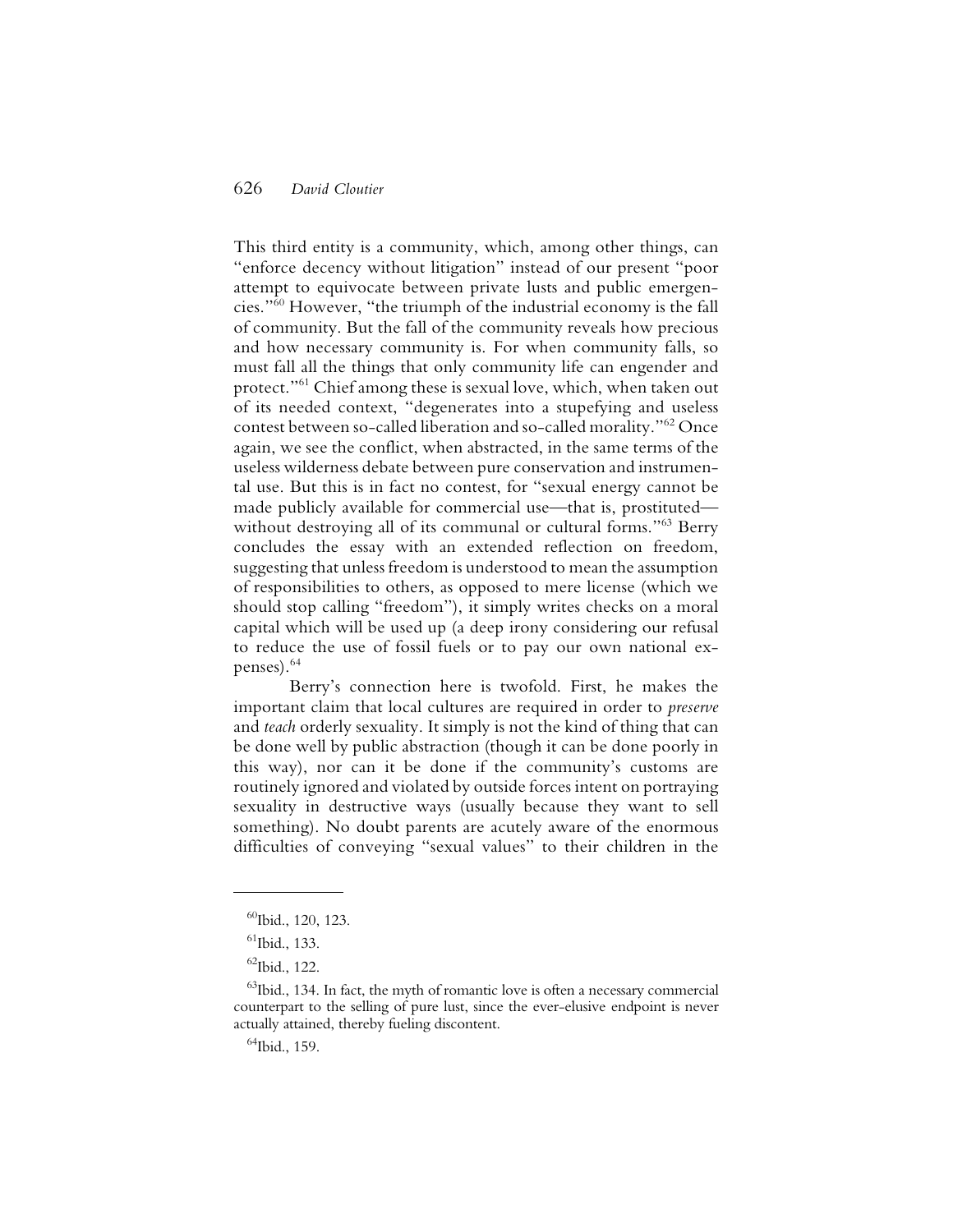This third entity is a community, which, among other things, can "enforce decency without litigation" instead of our present "poor attempt to equivocate between private lusts and public emergencies."[60] However, "the triumph of the industrial economy is the fall of community. But the fall of the community reveals how precious and how necessary community is. For when community falls, so must fall all the things that only community life can engender and protect."[61] Chief among these is sexual love, which, when taken out of its needed context, "degenerates into a stupefying and useless contest between so-called liberation and so-called morality."[62] Once again, we see the conflict, when abstracted, in the same terms of the useless wilderness debate between pure conservation and instrumental use. But this is in fact no contest, for "sexual energy cannot be made publicly available for commercial use—that is, prostituted—without destroying all of its communal or cultural forms."[63] Berry concludes the essay with an extended reflection on freedom, suggesting that unless freedom is understood to mean the assumption of responsibilities to others, as opposed to mere license (which we should stop calling "freedom"), it simply writes checks on a moral capital which will be used up (a deep irony considering our refusal to reduce the use of fossil fuels or to pay our own national expenses).[64]

Berry's connection here is twofold. First, he makes the important claim that local cultures are required in order to *preserve* and *teach* orderly sexuality. It simply is not the kind of thing that can be done well by public abstraction (though it can be done poorly in this way), nor can it be done if the community's customs are routinely ignored and violated by outside forces intent on portraying sexuality in destructive ways (usually because they want to sell something). No doubt parents are acutely aware of the enormous difficulties of conveying "sexual values" to their children in the

---

[60] Ibid., 120, 123.

[61] Ibid., 133.

[62] Ibid., 122.

[63] Ibid., 134. In fact, the myth of romantic love is often a necessary commercial counterpart to the selling of pure lust, since the ever-elusive endpoint is never actually attained, thereby fueling discontent.

[64] Ibid., 159.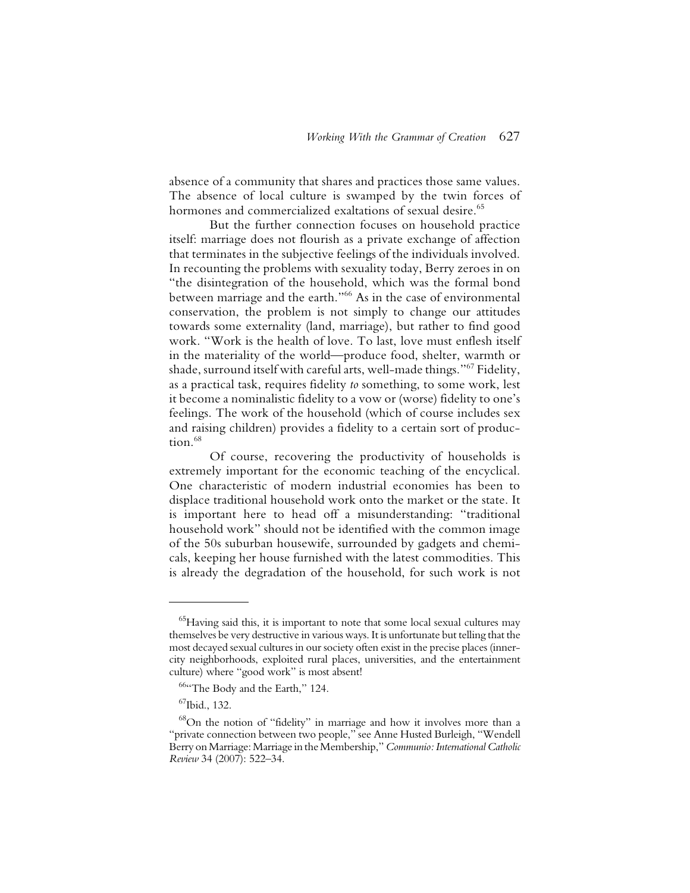absence of a community that shares and practices those same values. The absence of local culture is swamped by the twin forces of hormones and commercialized exaltations of sexual desire.[65]

But the further connection focuses on household practice itself: marriage does not flourish as a private exchange of affection that terminates in the subjective feelings of the individuals involved. In recounting the problems with sexuality today, Berry zeroes in on "the disintegration of the household, which was the formal bond between marriage and the earth."[66] As in the case of environmental conservation, the problem is not simply to change our attitudes towards some externality (land, marriage), but rather to find good work. "Work is the health of love. To last, love must enflesh itself in the materiality of the world—produce food, shelter, warmth or shade, surround itself with careful arts, well-made things."[67] Fidelity, as a practical task, requires fidelity *to* something, to some work, lest it become a nominalistic fidelity to a vow or (worse) fidelity to one's feelings. The work of the household (which of course includes sex and raising children) provides a fidelity to a certain sort of production.[68]

Of course, recovering the productivity of households is extremely important for the economic teaching of the encyclical. One characteristic of modern industrial economies has been to displace traditional household work onto the market or the state. It is important here to head off a misunderstanding: "traditional household work" should not be identified with the common image of the 50s suburban housewife, surrounded by gadgets and chemicals, keeping her house furnished with the latest commodities. This is already the degradation of the household, for such work is not

---

[65]Having said this, it is important to note that some local sexual cultures may themselves be very destructive in various ways. It is unfortunate but telling that the most decayed sexual cultures in our society often exist in the precise places (inner-city neighborhoods, exploited rural places, universities, and the entertainment culture) where "good work" is most absent!

[66]"The Body and the Earth," 124.

[67]Ibid., 132.

[68]On the notion of "fidelity" in marriage and how it involves more than a "private connection between two people," see Anne Husted Burleigh, "Wendell Berry on Marriage: Marriage in the Membership," *Communio: International Catholic Review* 34 (2007): 522–34.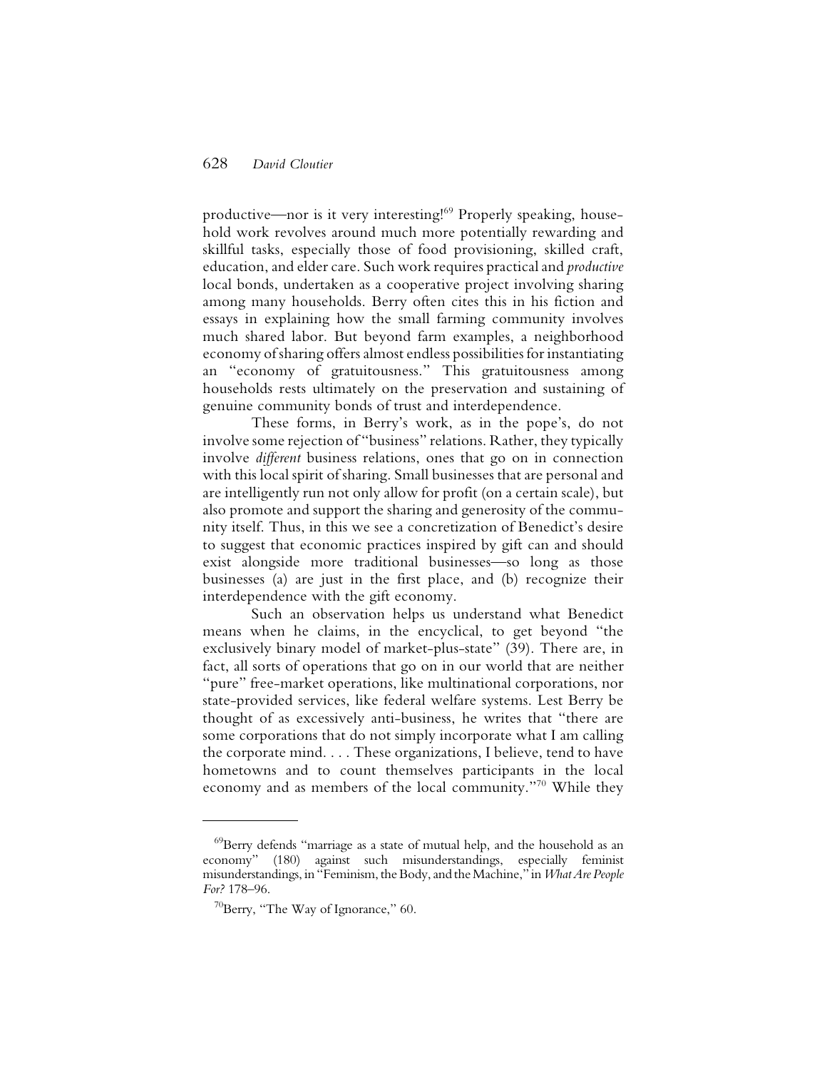productive—nor is it very interesting![69] Properly speaking, household work revolves around much more potentially rewarding and skillful tasks, especially those of food provisioning, skilled craft, education, and elder care. Such work requires practical and *productive* local bonds, undertaken as a cooperative project involving sharing among many households. Berry often cites this in his fiction and essays in explaining how the small farming community involves much shared labor. But beyond farm examples, a neighborhood economy of sharing offers almost endless possibilities for instantiating an "economy of gratuitousness." This gratuitousness among households rests ultimately on the preservation and sustaining of genuine community bonds of trust and interdependence.

These forms, in Berry's work, as in the pope's, do not involve some rejection of "business" relations. Rather, they typically involve *different* business relations, ones that go on in connection with this local spirit of sharing. Small businesses that are personal and are intelligently run not only allow for profit (on a certain scale), but also promote and support the sharing and generosity of the community itself. Thus, in this we see a concretization of Benedict's desire to suggest that economic practices inspired by gift can and should exist alongside more traditional businesses—so long as those businesses (a) are just in the first place, and (b) recognize their interdependence with the gift economy.

Such an observation helps us understand what Benedict means when he claims, in the encyclical, to get beyond "the exclusively binary model of market-plus-state" (39). There are, in fact, all sorts of operations that go on in our world that are neither "pure" free-market operations, like multinational corporations, nor state-provided services, like federal welfare systems. Lest Berry be thought of as excessively anti-business, he writes that "there are some corporations that do not simply incorporate what I am calling the corporate mind. . . . These organizations, I believe, tend to have hometowns and to count themselves participants in the local economy and as members of the local community."[70] While they

---

[69]Berry defends "marriage as a state of mutual help, and the household as an economy" (180) against such misunderstandings, especially feminist misunderstandings, in "Feminism, the Body, and the Machine," in *What Are People For?* 178–96.

[70]Berry, "The Way of Ignorance," 60.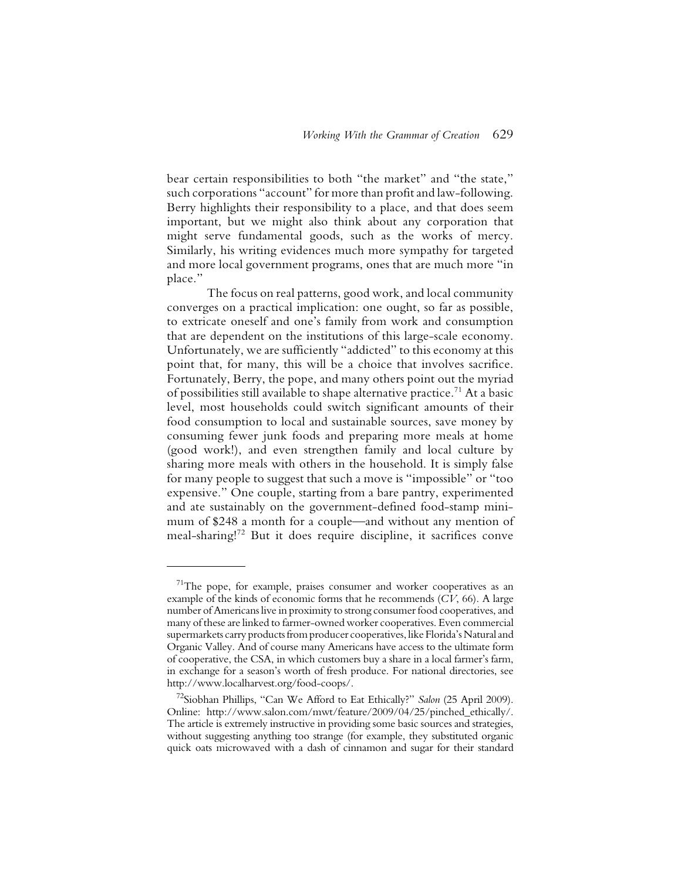bear certain responsibilities to both "the market" and "the state," such corporations "account" for more than profit and law-following. Berry highlights their responsibility to a place, and that does seem important, but we might also think about any corporation that might serve fundamental goods, such as the works of mercy. Similarly, his writing evidences much more sympathy for targeted and more local government programs, ones that are much more "in place."

The focus on real patterns, good work, and local community converges on a practical implication: one ought, so far as possible, to extricate oneself and one's family from work and consumption that are dependent on the institutions of this large-scale economy. Unfortunately, we are sufficiently "addicted" to this economy at this point that, for many, this will be a choice that involves sacrifice. Fortunately, Berry, the pope, and many others point out the myriad of possibilities still available to shape alternative practice.[71] At a basic level, most households could switch significant amounts of their food consumption to local and sustainable sources, save money by consuming fewer junk foods and preparing more meals at home (good work!), and even strengthen family and local culture by sharing more meals with others in the household. It is simply false for many people to suggest that such a move is "impossible" or "too expensive." One couple, starting from a bare pantry, experimented and ate sustainably on the government-defined food-stamp minimum of $248 a month for a couple—and without any mention of meal-sharing![72] But it does require discipline, it sacrifices conve

---

[71]The pope, for example, praises consumer and worker cooperatives as an example of the kinds of economic forms that he recommends (*CV*, 66). A large number of Americans live in proximity to strong consumer food cooperatives, and many of these are linked to farmer-owned worker cooperatives. Even commercial supermarkets carry products from producer cooperatives, like Florida's Natural and Organic Valley. And of course many Americans have access to the ultimate form of cooperative, the CSA, in which customers buy a share in a local farmer's farm, in exchange for a season's worth of fresh produce. For national directories, see http://www.localharvest.org/food-coops/.

[72]Siobhan Phillips, "Can We Afford to Eat Ethically?" *Salon* (25 April 2009). Online: http://www.salon.com/mwt/feature/2009/04/25/pinched_ethically/. The article is extremely instructive in providing some basic sources and strategies, without suggesting anything too strange (for example, they substituted organic quick oats microwaved with a dash of cinnamon and sugar for their standard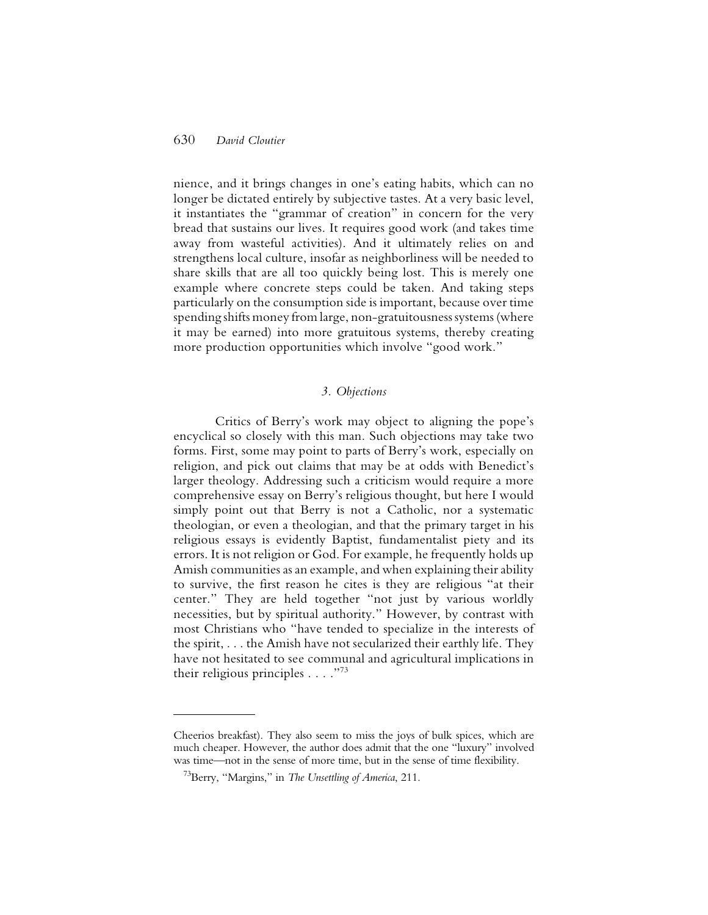nience, and it brings changes in one's eating habits, which can no longer be dictated entirely by subjective tastes. At a very basic level, it instantiates the "grammar of creation" in concern for the very bread that sustains our lives. It requires good work (and takes time away from wasteful activities). And it ultimately relies on and strengthens local culture, insofar as neighborliness will be needed to share skills that are all too quickly being lost. This is merely one example where concrete steps could be taken. And taking steps particularly on the consumption side is important, because over time spending shifts money from large, non-gratuitousness systems (where it may be earned) into more gratuitous systems, thereby creating more production opportunities which involve "good work."

### *3. Objections*

Critics of Berry's work may object to aligning the pope's encyclical so closely with this man. Such objections may take two forms. First, some may point to parts of Berry's work, especially on religion, and pick out claims that may be at odds with Benedict's larger theology. Addressing such a criticism would require a more comprehensive essay on Berry's religious thought, but here I would simply point out that Berry is not a Catholic, nor a systematic theologian, or even a theologian, and that the primary target in his religious essays is evidently Baptist, fundamentalist piety and its errors. It is not religion or God. For example, he frequently holds up Amish communities as an example, and when explaining their ability to survive, the first reason he cites is they are religious "at their center." They are held together "not just by various worldly necessities, but by spiritual authority." However, by contrast with most Christians who "have tended to specialize in the interests of the spirit, . . . the Amish have not secularized their earthly life. They have not hesitated to see communal and agricultural implications in their religious principles . . . ."[73]

---

Cheerios breakfast). They also seem to miss the joys of bulk spices, which are much cheaper. However, the author does admit that the one "luxury" involved was time—not in the sense of more time, but in the sense of time flexibility.

[73]Berry, "Margins," in *The Unsettling of America*, 211.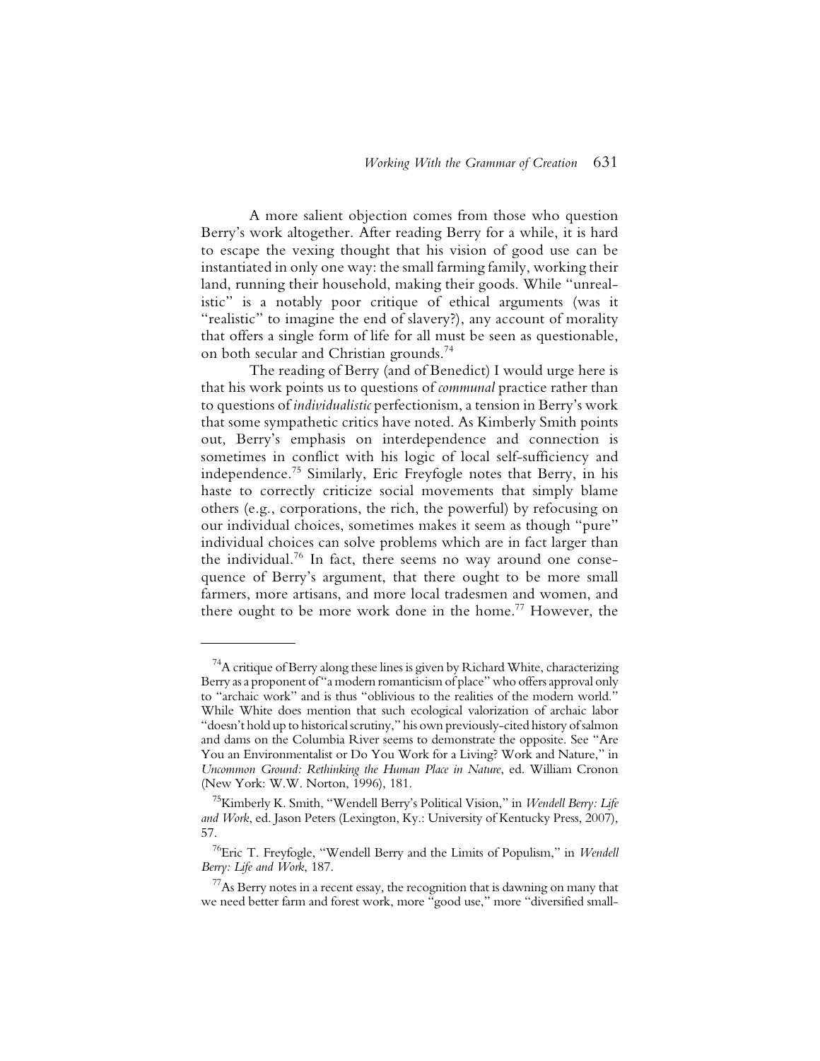A more salient objection comes from those who question Berry's work altogether. After reading Berry for a while, it is hard to escape the vexing thought that his vision of good use can be instantiated in only one way: the small farming family, working their land, running their household, making their goods. While "unrealistic" is a notably poor critique of ethical arguments (was it "realistic" to imagine the end of slavery?), any account of morality that offers a single form of life for all must be seen as questionable, on both secular and Christian grounds.[74]

The reading of Berry (and of Benedict) I would urge here is that his work points us to questions of *communal* practice rather than to questions of *individualistic* perfectionism, a tension in Berry's work that some sympathetic critics have noted. As Kimberly Smith points out, Berry's emphasis on interdependence and connection is sometimes in conflict with his logic of local self-sufficiency and independence.[75] Similarly, Eric Freyfogle notes that Berry, in his haste to correctly criticize social movements that simply blame others (e.g., corporations, the rich, the powerful) by refocusing on our individual choices, sometimes makes it seem as though "pure" individual choices can solve problems which are in fact larger than the individual.[76] In fact, there seems no way around one consequence of Berry's argument, that there ought to be more small farmers, more artisans, and more local tradesmen and women, and there ought to be more work done in the home.[77] However, the

---

[74]A critique of Berry along these lines is given by Richard White, characterizing Berry as a proponent of "a modern romanticism of place" who offers approval only to "archaic work" and is thus "oblivious to the realities of the modern world." While White does mention that such ecological valorization of archaic labor "doesn't hold up to historical scrutiny," his own previously-cited history of salmon and dams on the Columbia River seems to demonstrate the opposite. See "Are You an Environmentalist or Do You Work for a Living? Work and Nature," in *Uncommon Ground: Rethinking the Human Place in Nature*, ed. William Cronon (New York: W.W. Norton, 1996), 181.

[75]Kimberly K. Smith, "Wendell Berry's Political Vision," in *Wendell Berry: Life and Work*, ed. Jason Peters (Lexington, Ky.: University of Kentucky Press, 2007), 57.

[76]Eric T. Freyfogle, "Wendell Berry and the Limits of Populism," in *Wendell Berry: Life and Work*, 187.

[77]As Berry notes in a recent essay, the recognition that is dawning on many that we need better farm and forest work, more "good use," more "diversified small-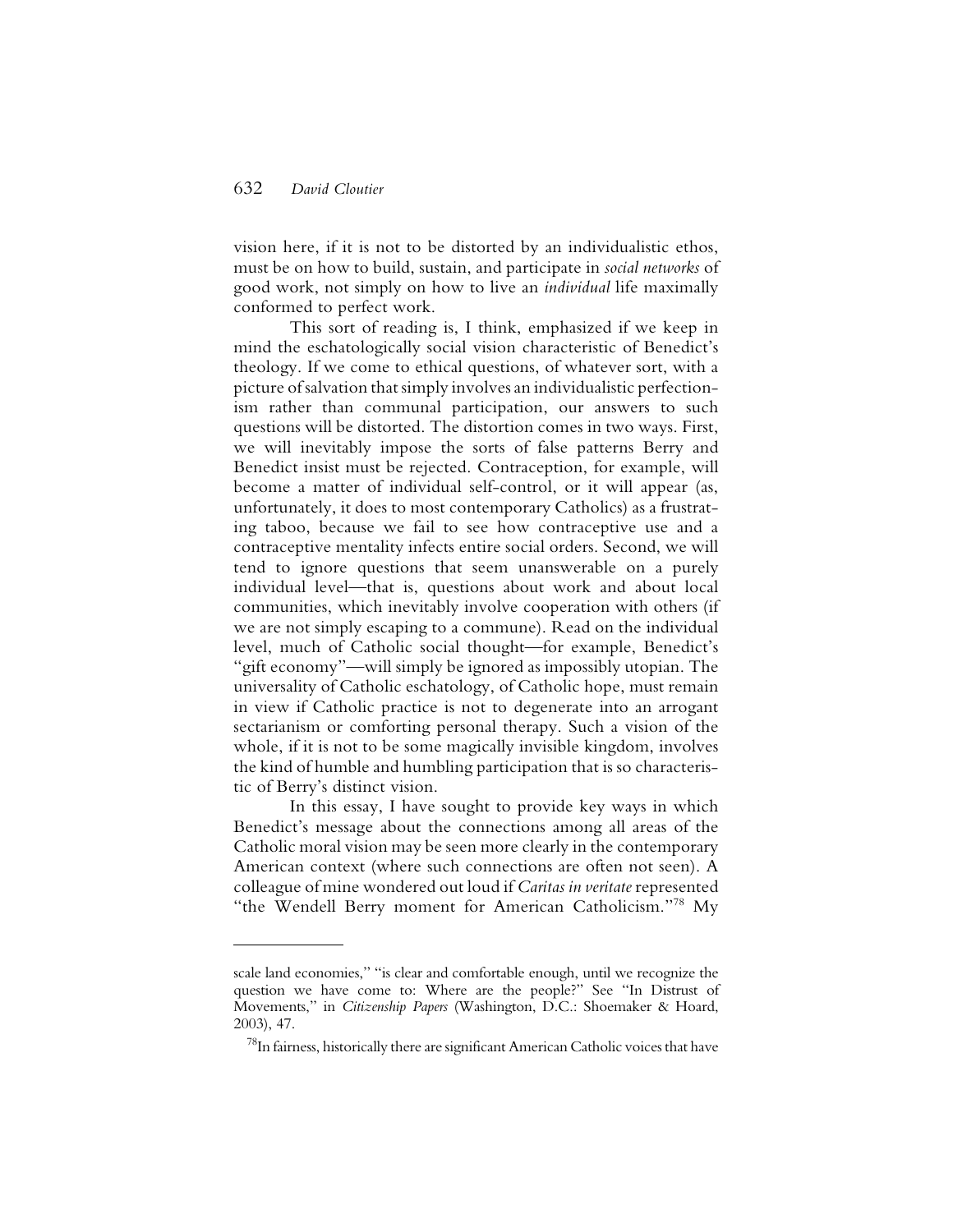vision here, if it is not to be distorted by an individualistic ethos, must be on how to build, sustain, and participate in *social networks* of good work, not simply on how to live an *individual* life maximally conformed to perfect work.

This sort of reading is, I think, emphasized if we keep in mind the eschatologically social vision characteristic of Benedict's theology. If we come to ethical questions, of whatever sort, with a picture of salvation that simply involves an individualistic perfectionism rather than communal participation, our answers to such questions will be distorted. The distortion comes in two ways. First, we will inevitably impose the sorts of false patterns Berry and Benedict insist must be rejected. Contraception, for example, will become a matter of individual self-control, or it will appear (as, unfortunately, it does to most contemporary Catholics) as a frustrating taboo, because we fail to see how contraceptive use and a contraceptive mentality infects entire social orders. Second, we will tend to ignore questions that seem unanswerable on a purely individual level—that is, questions about work and about local communities, which inevitably involve cooperation with others (if we are not simply escaping to a commune). Read on the individual level, much of Catholic social thought—for example, Benedict's "gift economy"—will simply be ignored as impossibly utopian. The universality of Catholic eschatology, of Catholic hope, must remain in view if Catholic practice is not to degenerate into an arrogant sectarianism or comforting personal therapy. Such a vision of the whole, if it is not to be some magically invisible kingdom, involves the kind of humble and humbling participation that is so characteristic of Berry's distinct vision.

In this essay, I have sought to provide key ways in which Benedict's message about the connections among all areas of the Catholic moral vision may be seen more clearly in the contemporary American context (where such connections are often not seen). A colleague of mine wondered out loud if *Caritas in veritate* represented "the Wendell Berry moment for American Catholicism."[78] My

---

scale land economies," "is clear and comfortable enough, until we recognize the question we have come to: Where are the people?" See "In Distrust of Movements," in *Citizenship Papers* (Washington, D.C.: Shoemaker & Hoard, 2003), 47.

[78]In fairness, historically there are significant American Catholic voices that have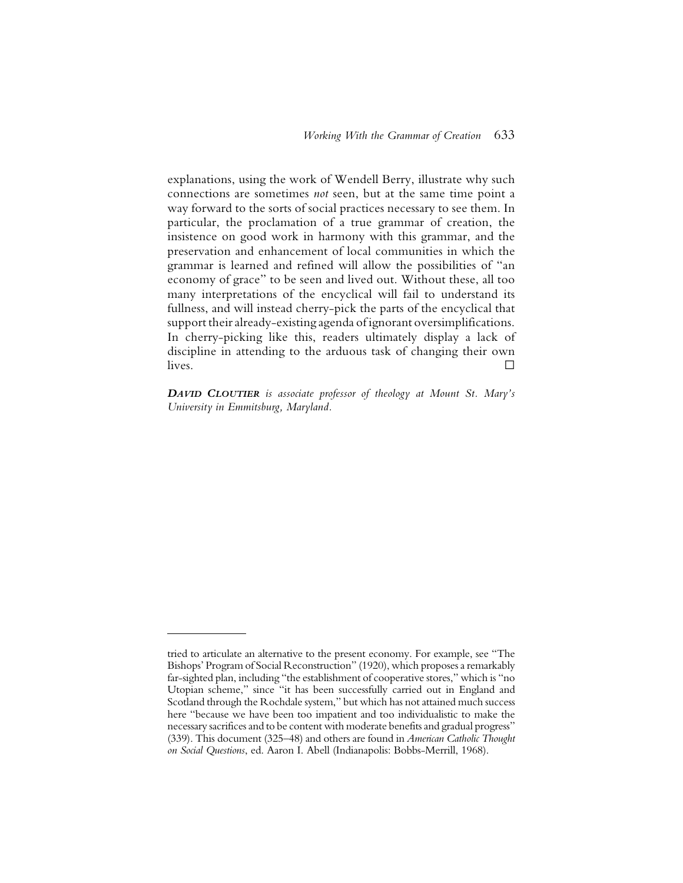explanations, using the work of Wendell Berry, illustrate why such connections are sometimes *not* seen, but at the same time point a way forward to the sorts of social practices necessary to see them. In particular, the proclamation of a true grammar of creation, the insistence on good work in harmony with this grammar, and the preservation and enhancement of local communities in which the grammar is learned and refined will allow the possibilities of "an economy of grace" to be seen and lived out. Without these, all too many interpretations of the encyclical will fail to understand its fullness, and will instead cherry-pick the parts of the encyclical that support their already-existing agenda of ignorant oversimplifications. In cherry-picking like this, readers ultimately display a lack of discipline in attending to the arduous task of changing their own lives. □

***David Cloutier*** *is associate professor of theology at Mount St. Mary's University in Emmitsburg, Maryland.*

---

tried to articulate an alternative to the present economy. For example, see "The Bishops' Program of Social Reconstruction" (1920), which proposes a remarkably far-sighted plan, including "the establishment of cooperative stores," which is "no Utopian scheme," since "it has been successfully carried out in England and Scotland through the Rochdale system," but which has not attained much success here "because we have been too impatient and too individualistic to make the necessary sacrifices and to be content with moderate benefits and gradual progress" (339). This document (325–48) and others are found in *American Catholic Thought on Social Questions*, ed. Aaron I. Abell (Indianapolis: Bobbs-Merrill, 1968).